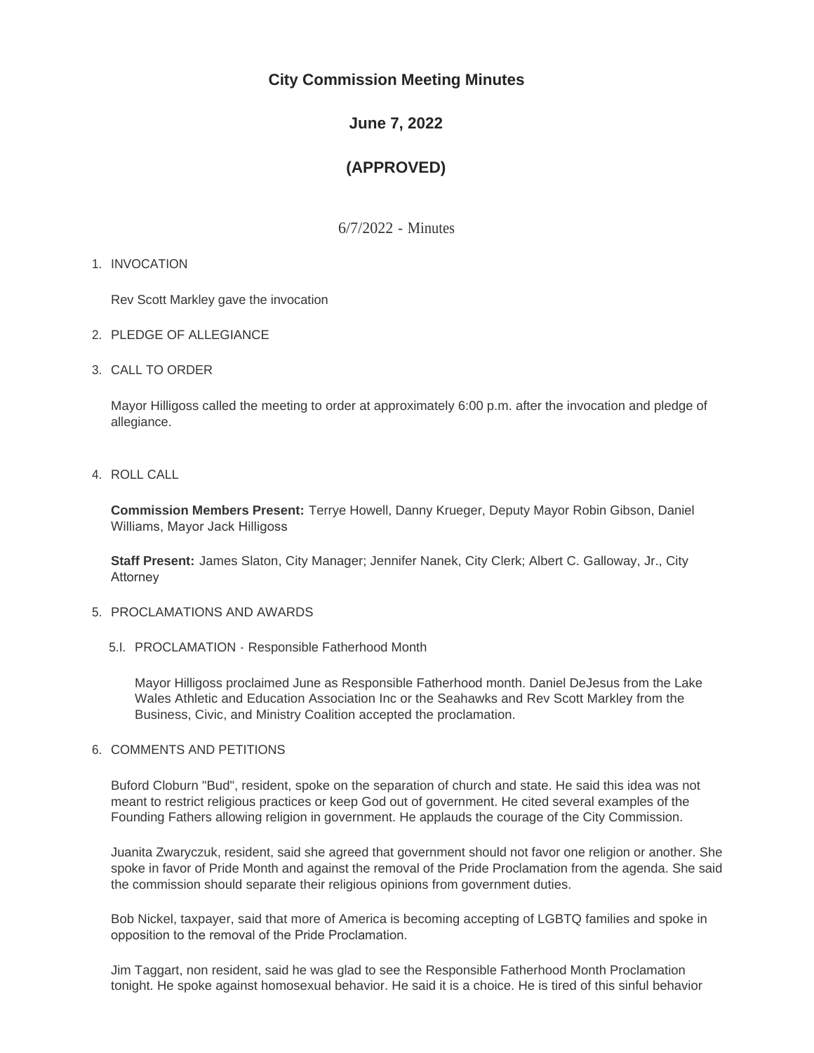# City Commission Meeting Minutes

## June 7, 2022

## (APPROVED)

6/7/2022 - Minutes

1. INVOCATION

   Rev Scott Markley gave the invocation

2. PLEDGE OF ALLEGIANCE

3. CALL TO ORDER

   Mayor Hilligoss called the meeting to order at approximately 6:00 p.m. after the invocation and pledge of allegiance.

4. ROLL CALL

   **Commission Members Present:** Terrye Howell, Danny Krueger, Deputy Mayor Robin Gibson, Daniel Williams, Mayor Jack Hilligoss

   **Staff Present:** James Slaton, City Manager; Jennifer Nanek, City Clerk; Albert C. Galloway, Jr., City Attorney

5. PROCLAMATIONS AND AWARDS

   5.I. PROCLAMATION - Responsible Fatherhood Month

   Mayor Hilligoss proclaimed June as Responsible Fatherhood month. Daniel DeJesus from the Lake Wales Athletic and Education Association Inc or the Seahawks and Rev Scott Markley from the Business, Civic, and Ministry Coalition accepted the proclamation.

6. COMMENTS AND PETITIONS

   Buford Cloburn "Bud", resident, spoke on the separation of church and state. He said this idea was not meant to restrict religious practices or keep God out of government. He cited several examples of the Founding Fathers allowing religion in government. He applauds the courage of the City Commission.

   Juanita Zwaryczuk, resident, said she agreed that government should not favor one religion or another. She spoke in favor of Pride Month and against the removal of the Pride Proclamation from the agenda. She said the commission should separate their religious opinions from government duties.

   Bob Nickel, taxpayer, said that more of America is becoming accepting of LGBTQ families and spoke in opposition to the removal of the Pride Proclamation.

   Jim Taggart, non resident, said he was glad to see the Responsible Fatherhood Month Proclamation tonight. He spoke against homosexual behavior. He said it is a choice. He is tired of this sinful behavior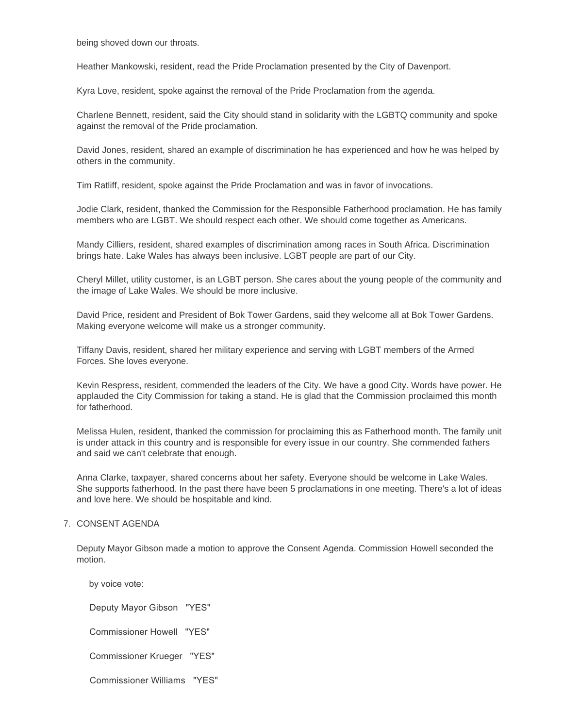being shoved down our throats.

Heather Mankowski, resident, read the Pride Proclamation presented by the City of Davenport.

Kyra Love, resident, spoke against the removal of the Pride Proclamation from the agenda.

Charlene Bennett, resident, said the City should stand in solidarity with the LGBTQ community and spoke against the removal of the Pride proclamation.

David Jones, resident, shared an example of discrimination he has experienced and how he was helped by others in the community.

Tim Ratliff, resident, spoke against the Pride Proclamation and was in favor of invocations.

Jodie Clark, resident, thanked the Commission for the Responsible Fatherhood proclamation. He has family members who are LGBT. We should respect each other. We should come together as Americans.

Mandy Cilliers, resident, shared examples of discrimination among races in South Africa. Discrimination brings hate. Lake Wales has always been inclusive. LGBT people are part of our City.

Cheryl Millet, utility customer, is an LGBT person. She cares about the young people of the community and the image of Lake Wales. We should be more inclusive.

David Price, resident and President of Bok Tower Gardens, said they welcome all at Bok Tower Gardens. Making everyone welcome will make us a stronger community.

Tiffany Davis, resident, shared her military experience and serving with LGBT members of the Armed Forces. She loves everyone.

Kevin Respress, resident, commended the leaders of the City. We have a good City. Words have power. He applauded the City Commission for taking a stand. He is glad that the Commission proclaimed this month for fatherhood.

Melissa Hulen, resident, thanked the commission for proclaiming this as Fatherhood month. The family unit is under attack in this country and is responsible for every issue in our country. She commended fathers and said we can't celebrate that enough.

Anna Clarke, taxpayer, shared concerns about her safety. Everyone should be welcome in Lake Wales. She supports fatherhood. In the past there have been 5 proclamations in one meeting. There's a lot of ideas and love here. We should be hospitable and kind.

7. CONSENT AGENDA

Deputy Mayor Gibson made a motion to approve the Consent Agenda. Commission Howell seconded the motion.

by voice vote:

Deputy Mayor Gibson "YES"

Commissioner Howell "YES"

Commissioner Krueger "YES"

Commissioner Williams "YES"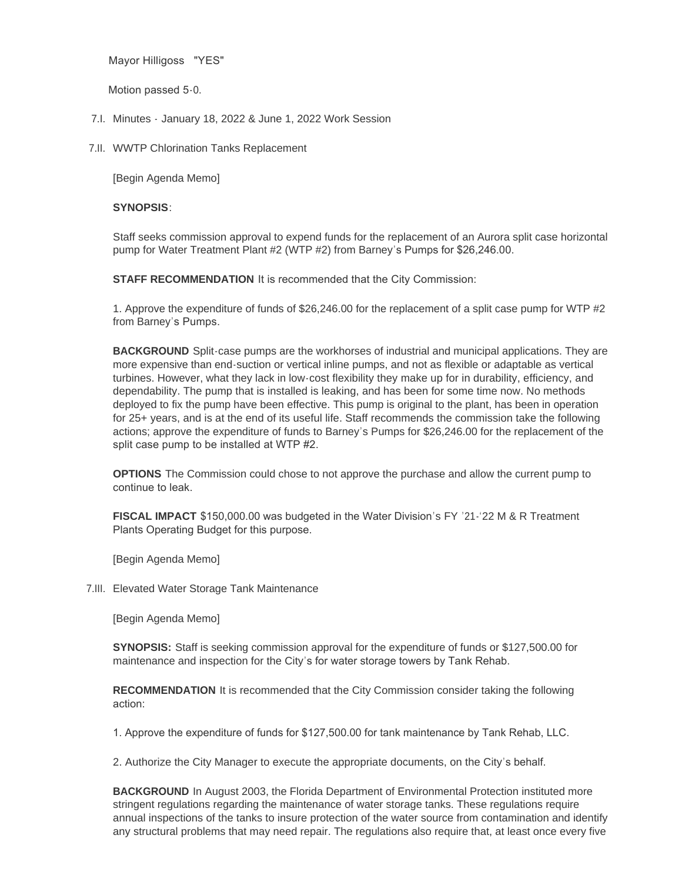Mayor Hilligoss "YES"

Motion passed 5-0.

7.I. Minutes - January 18, 2022 & June 1, 2022 Work Session

7.II. WWTP Chlorination Tanks Replacement

[Begin Agenda Memo]

**SYNOPSIS**:

Staff seeks commission approval to expend funds for the replacement of an Aurora split case horizontal pump for Water Treatment Plant #2 (WTP #2) from Barney's Pumps for $26,246.00.

**STAFF RECOMMENDATION** It is recommended that the City Commission:

1. Approve the expenditure of funds of $26,246.00 for the replacement of a split case pump for WTP #2 from Barney's Pumps.

**BACKGROUND** Split-case pumps are the workhorses of industrial and municipal applications. They are more expensive than end-suction or vertical inline pumps, and not as flexible or adaptable as vertical turbines. However, what they lack in low-cost flexibility they make up for in durability, efficiency, and dependability. The pump that is installed is leaking, and has been for some time now. No methods deployed to fix the pump have been effective. This pump is original to the plant, has been in operation for 25+ years, and is at the end of its useful life. Staff recommends the commission take the following actions; approve the expenditure of funds to Barney's Pumps for $26,246.00 for the replacement of the split case pump to be installed at WTP #2.

**OPTIONS** The Commission could chose to not approve the purchase and allow the current pump to continue to leak.

**FISCAL IMPACT** $150,000.00 was budgeted in the Water Division's FY '21-'22 M & R Treatment Plants Operating Budget for this purpose.

[Begin Agenda Memo]

7.III. Elevated Water Storage Tank Maintenance

[Begin Agenda Memo]

**SYNOPSIS:** Staff is seeking commission approval for the expenditure of funds or $127,500.00 for maintenance and inspection for the City's for water storage towers by Tank Rehab.

**RECOMMENDATION** It is recommended that the City Commission consider taking the following action:

1. Approve the expenditure of funds for $127,500.00 for tank maintenance by Tank Rehab, LLC.

2. Authorize the City Manager to execute the appropriate documents, on the City's behalf.

**BACKGROUND** In August 2003, the Florida Department of Environmental Protection instituted more stringent regulations regarding the maintenance of water storage tanks. These regulations require annual inspections of the tanks to insure protection of the water source from contamination and identify any structural problems that may need repair. The regulations also require that, at least once every five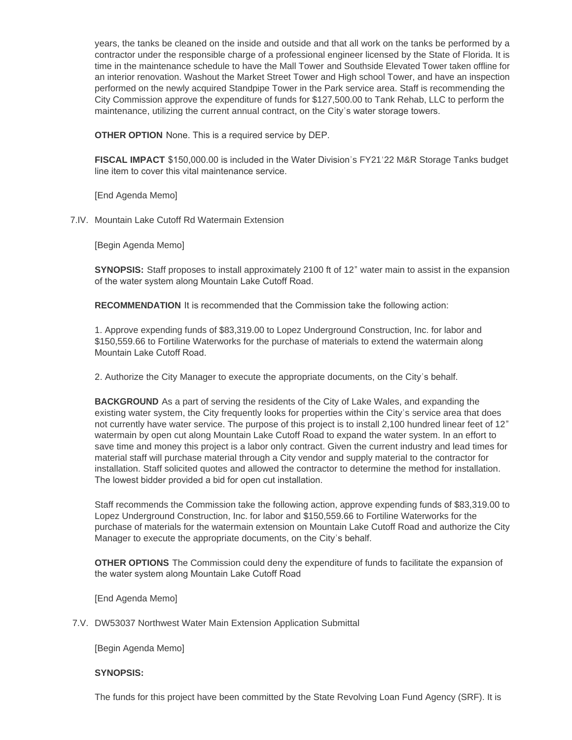years, the tanks be cleaned on the inside and outside and that all work on the tanks be performed by a contractor under the responsible charge of a professional engineer licensed by the State of Florida. It is time in the maintenance schedule to have the Mall Tower and Southside Elevated Tower taken offline for an interior renovation. Washout the Market Street Tower and High school Tower, and have an inspection performed on the newly acquired Standpipe Tower in the Park service area. Staff is recommending the City Commission approve the expenditure of funds for $127,500.00 to Tank Rehab, LLC to perform the maintenance, utilizing the current annual contract, on the City's water storage towers.

**OTHER OPTION** None. This is a required service by DEP.

**FISCAL IMPACT** $150,000.00 is included in the Water Division's FY21'22 M&R Storage Tanks budget line item to cover this vital maintenance service.

[End Agenda Memo]

7.IV. Mountain Lake Cutoff Rd Watermain Extension

[Begin Agenda Memo]

**SYNOPSIS:** Staff proposes to install approximately 2100 ft of 12" water main to assist in the expansion of the water system along Mountain Lake Cutoff Road.

**RECOMMENDATION** It is recommended that the Commission take the following action:

1. Approve expending funds of $83,319.00 to Lopez Underground Construction, Inc. for labor and $150,559.66 to Fortiline Waterworks for the purchase of materials to extend the watermain along Mountain Lake Cutoff Road.

2. Authorize the City Manager to execute the appropriate documents, on the City's behalf.

**BACKGROUND** As a part of serving the residents of the City of Lake Wales, and expanding the existing water system, the City frequently looks for properties within the City's service area that does not currently have water service. The purpose of this project is to install 2,100 hundred linear feet of 12" watermain by open cut along Mountain Lake Cutoff Road to expand the water system. In an effort to save time and money this project is a labor only contract. Given the current industry and lead times for material staff will purchase material through a City vendor and supply material to the contractor for installation. Staff solicited quotes and allowed the contractor to determine the method for installation. The lowest bidder provided a bid for open cut installation.

Staff recommends the Commission take the following action, approve expending funds of $83,319.00 to Lopez Underground Construction, Inc. for labor and $150,559.66 to Fortiline Waterworks for the purchase of materials for the watermain extension on Mountain Lake Cutoff Road and authorize the City Manager to execute the appropriate documents, on the City's behalf.

**OTHER OPTIONS** The Commission could deny the expenditure of funds to facilitate the expansion of the water system along Mountain Lake Cutoff Road

[End Agenda Memo]

7.V. DW53037 Northwest Water Main Extension Application Submittal

[Begin Agenda Memo]

**SYNOPSIS:**

The funds for this project have been committed by the State Revolving Loan Fund Agency (SRF). It is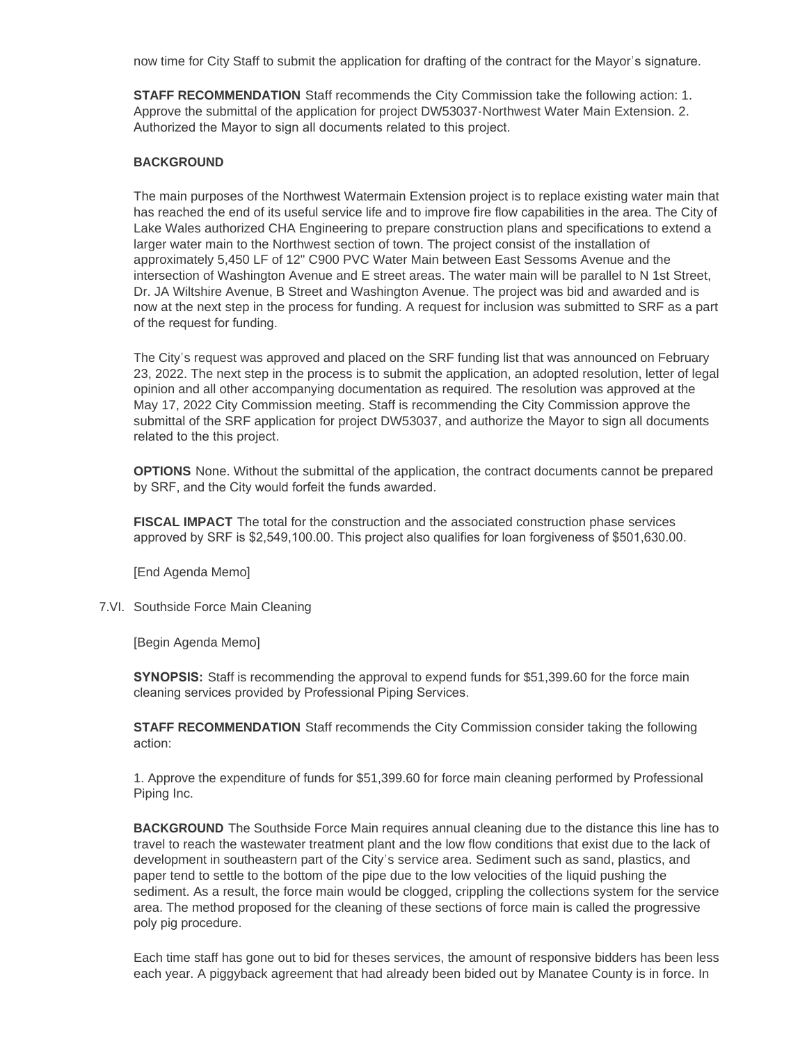now time for City Staff to submit the application for drafting of the contract for the Mayor's signature.

**STAFF RECOMMENDATION** Staff recommends the City Commission take the following action: 1. Approve the submittal of the application for project DW53037-Northwest Water Main Extension. 2. Authorized the Mayor to sign all documents related to this project.

**BACKGROUND**

The main purposes of the Northwest Watermain Extension project is to replace existing water main that has reached the end of its useful service life and to improve fire flow capabilities in the area. The City of Lake Wales authorized CHA Engineering to prepare construction plans and specifications to extend a larger water main to the Northwest section of town. The project consist of the installation of approximately 5,450 LF of 12" C900 PVC Water Main between East Sessoms Avenue and the intersection of Washington Avenue and E street areas. The water main will be parallel to N 1st Street, Dr. JA Wiltshire Avenue, B Street and Washington Avenue. The project was bid and awarded and is now at the next step in the process for funding. A request for inclusion was submitted to SRF as a part of the request for funding.

The City's request was approved and placed on the SRF funding list that was announced on February 23, 2022. The next step in the process is to submit the application, an adopted resolution, letter of legal opinion and all other accompanying documentation as required. The resolution was approved at the May 17, 2022 City Commission meeting. Staff is recommending the City Commission approve the submittal of the SRF application for project DW53037, and authorize the Mayor to sign all documents related to the this project.

**OPTIONS** None. Without the submittal of the application, the contract documents cannot be prepared by SRF, and the City would forfeit the funds awarded.

**FISCAL IMPACT** The total for the construction and the associated construction phase services approved by SRF is $2,549,100.00. This project also qualifies for loan forgiveness of $501,630.00.

[End Agenda Memo]

7.VI. Southside Force Main Cleaning

[Begin Agenda Memo]

**SYNOPSIS:** Staff is recommending the approval to expend funds for $51,399.60 for the force main cleaning services provided by Professional Piping Services.

**STAFF RECOMMENDATION** Staff recommends the City Commission consider taking the following action:

1. Approve the expenditure of funds for $51,399.60 for force main cleaning performed by Professional Piping Inc.

**BACKGROUND** The Southside Force Main requires annual cleaning due to the distance this line has to travel to reach the wastewater treatment plant and the low flow conditions that exist due to the lack of development in southeastern part of the City's service area. Sediment such as sand, plastics, and paper tend to settle to the bottom of the pipe due to the low velocities of the liquid pushing the sediment. As a result, the force main would be clogged, crippling the collections system for the service area. The method proposed for the cleaning of these sections of force main is called the progressive poly pig procedure.

Each time staff has gone out to bid for theses services, the amount of responsive bidders has been less each year. A piggyback agreement that had already been bided out by Manatee County is in force. In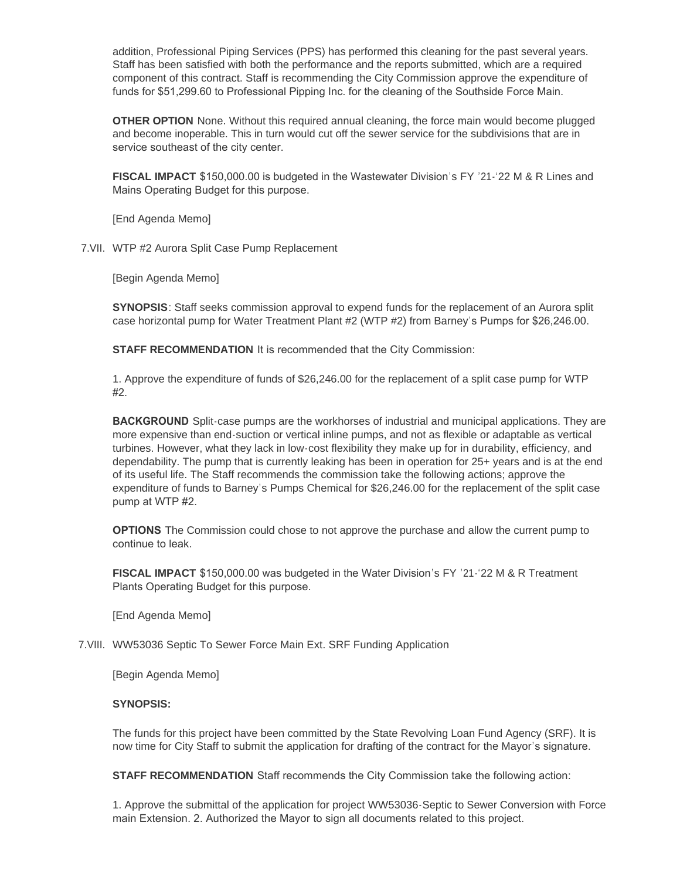addition, Professional Piping Services (PPS) has performed this cleaning for the past several years. Staff has been satisfied with both the performance and the reports submitted, which are a required component of this contract. Staff is recommending the City Commission approve the expenditure of funds for $51,299.60 to Professional Pipping Inc. for the cleaning of the Southside Force Main.

**OTHER OPTION** None. Without this required annual cleaning, the force main would become plugged and become inoperable. This in turn would cut off the sewer service for the subdivisions that are in service southeast of the city center.

**FISCAL IMPACT** $150,000.00 is budgeted in the Wastewater Division's FY '21-'22 M & R Lines and Mains Operating Budget for this purpose.

[End Agenda Memo]

7.VII. WTP #2 Aurora Split Case Pump Replacement

[Begin Agenda Memo]

**SYNOPSIS**: Staff seeks commission approval to expend funds for the replacement of an Aurora split case horizontal pump for Water Treatment Plant #2 (WTP #2) from Barney's Pumps for $26,246.00.

**STAFF RECOMMENDATION** It is recommended that the City Commission:

1. Approve the expenditure of funds of $26,246.00 for the replacement of a split case pump for WTP #2.

**BACKGROUND** Split-case pumps are the workhorses of industrial and municipal applications. They are more expensive than end-suction or vertical inline pumps, and not as flexible or adaptable as vertical turbines. However, what they lack in low-cost flexibility they make up for in durability, efficiency, and dependability. The pump that is currently leaking has been in operation for 25+ years and is at the end of its useful life. The Staff recommends the commission take the following actions; approve the expenditure of funds to Barney's Pumps Chemical for $26,246.00 for the replacement of the split case pump at WTP #2.

**OPTIONS** The Commission could chose to not approve the purchase and allow the current pump to continue to leak.

**FISCAL IMPACT** $150,000.00 was budgeted in the Water Division's FY '21-'22 M & R Treatment Plants Operating Budget for this purpose.

[End Agenda Memo]

7.VIII. WW53036 Septic To Sewer Force Main Ext. SRF Funding Application

[Begin Agenda Memo]

**SYNOPSIS:**

The funds for this project have been committed by the State Revolving Loan Fund Agency (SRF). It is now time for City Staff to submit the application for drafting of the contract for the Mayor's signature.

**STAFF RECOMMENDATION** Staff recommends the City Commission take the following action:

1. Approve the submittal of the application for project WW53036-Septic to Sewer Conversion with Force main Extension. 2. Authorized the Mayor to sign all documents related to this project.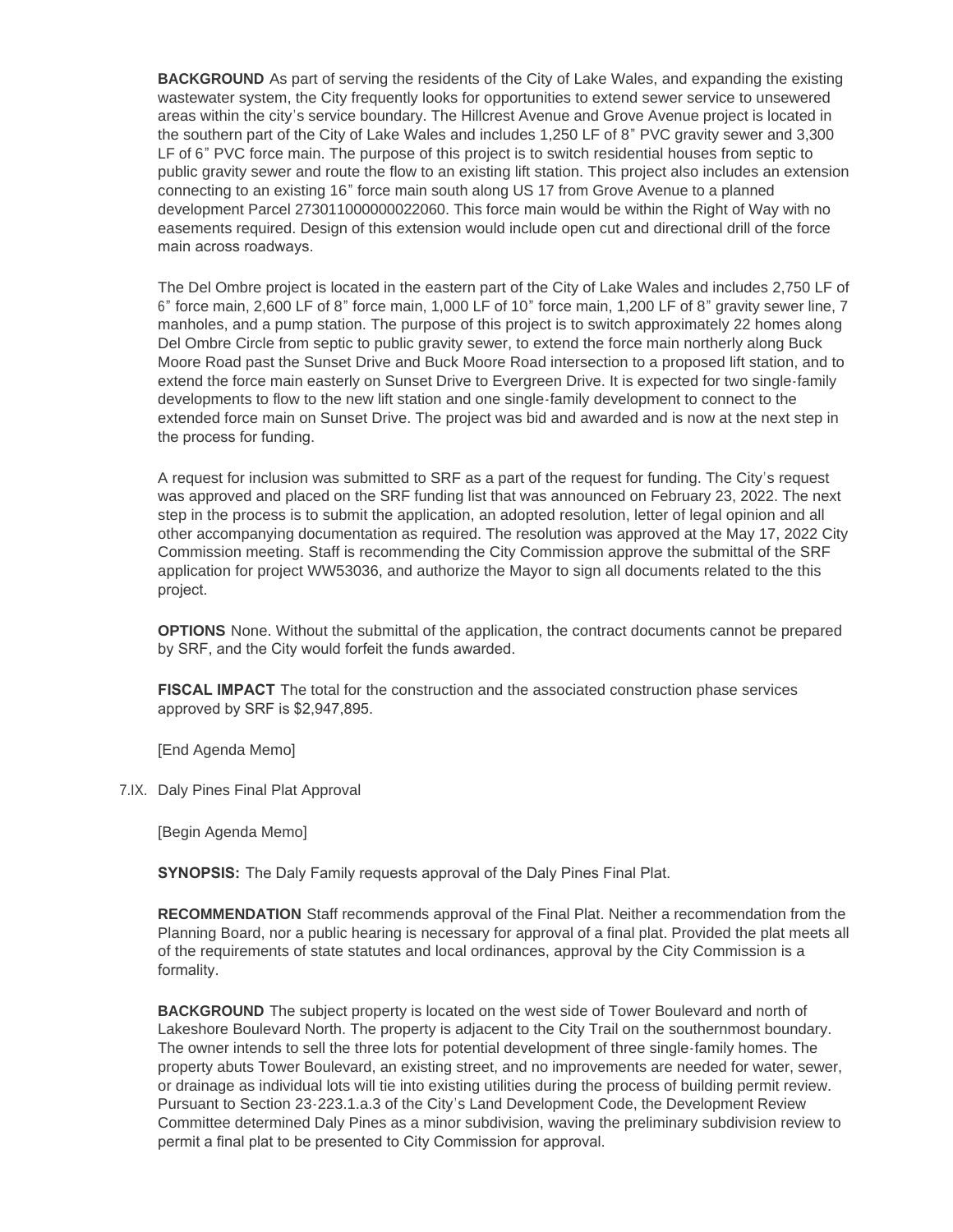**BACKGROUND** As part of serving the residents of the City of Lake Wales, and expanding the existing wastewater system, the City frequently looks for opportunities to extend sewer service to unsewered areas within the city's service boundary. The Hillcrest Avenue and Grove Avenue project is located in the southern part of the City of Lake Wales and includes 1,250 LF of 8" PVC gravity sewer and 3,300 LF of 6" PVC force main. The purpose of this project is to switch residential houses from septic to public gravity sewer and route the flow to an existing lift station. This project also includes an extension connecting to an existing 16" force main south along US 17 from Grove Avenue to a planned development Parcel 273011000000022060. This force main would be within the Right of Way with no easements required. Design of this extension would include open cut and directional drill of the force main across roadways.

The Del Ombre project is located in the eastern part of the City of Lake Wales and includes 2,750 LF of 6" force main, 2,600 LF of 8" force main, 1,000 LF of 10" force main, 1,200 LF of 8" gravity sewer line, 7 manholes, and a pump station. The purpose of this project is to switch approximately 22 homes along Del Ombre Circle from septic to public gravity sewer, to extend the force main northerly along Buck Moore Road past the Sunset Drive and Buck Moore Road intersection to a proposed lift station, and to extend the force main easterly on Sunset Drive to Evergreen Drive. It is expected for two single-family developments to flow to the new lift station and one single-family development to connect to the extended force main on Sunset Drive. The project was bid and awarded and is now at the next step in the process for funding.

A request for inclusion was submitted to SRF as a part of the request for funding. The City's request was approved and placed on the SRF funding list that was announced on February 23, 2022. The next step in the process is to submit the application, an adopted resolution, letter of legal opinion and all other accompanying documentation as required. The resolution was approved at the May 17, 2022 City Commission meeting. Staff is recommending the City Commission approve the submittal of the SRF application for project WW53036, and authorize the Mayor to sign all documents related to the this project.

**OPTIONS** None. Without the submittal of the application, the contract documents cannot be prepared by SRF, and the City would forfeit the funds awarded.

**FISCAL IMPACT** The total for the construction and the associated construction phase services approved by SRF is $2,947,895.

[End Agenda Memo]

7.IX. Daly Pines Final Plat Approval

[Begin Agenda Memo]

**SYNOPSIS:** The Daly Family requests approval of the Daly Pines Final Plat.

**RECOMMENDATION** Staff recommends approval of the Final Plat. Neither a recommendation from the Planning Board, nor a public hearing is necessary for approval of a final plat. Provided the plat meets all of the requirements of state statutes and local ordinances, approval by the City Commission is a formality.

**BACKGROUND** The subject property is located on the west side of Tower Boulevard and north of Lakeshore Boulevard North. The property is adjacent to the City Trail on the southernmost boundary. The owner intends to sell the three lots for potential development of three single-family homes. The property abuts Tower Boulevard, an existing street, and no improvements are needed for water, sewer, or drainage as individual lots will tie into existing utilities during the process of building permit review. Pursuant to Section 23-223.1.a.3 of the City's Land Development Code, the Development Review Committee determined Daly Pines as a minor subdivision, waving the preliminary subdivision review to permit a final plat to be presented to City Commission for approval.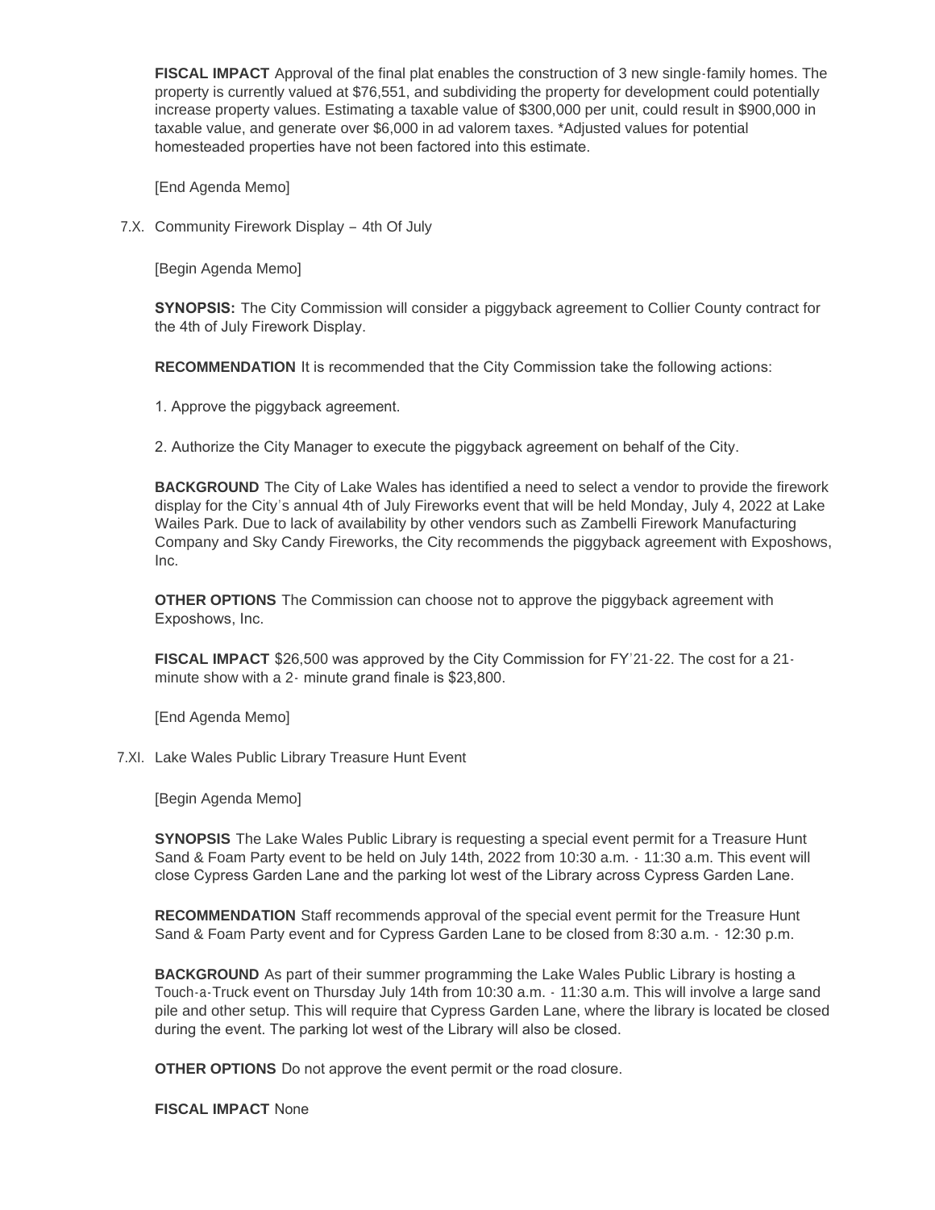**FISCAL IMPACT** Approval of the final plat enables the construction of 3 new single-family homes. The property is currently valued at $76,551, and subdividing the property for development could potentially increase property values. Estimating a taxable value of $300,000 per unit, could result in $900,000 in taxable value, and generate over $6,000 in ad valorem taxes. *Adjusted values for potential homesteaded properties have not been factored into this estimate.

[End Agenda Memo]

7.X. Community Firework Display – 4th Of July

[Begin Agenda Memo]

**SYNOPSIS:** The City Commission will consider a piggyback agreement to Collier County contract for the 4th of July Firework Display.

**RECOMMENDATION** It is recommended that the City Commission take the following actions:

1. Approve the piggyback agreement.

2. Authorize the City Manager to execute the piggyback agreement on behalf of the City.

**BACKGROUND** The City of Lake Wales has identified a need to select a vendor to provide the firework display for the City's annual 4th of July Fireworks event that will be held Monday, July 4, 2022 at Lake Wailes Park. Due to lack of availability by other vendors such as Zambelli Firework Manufacturing Company and Sky Candy Fireworks, the City recommends the piggyback agreement with Exposhows, Inc.

**OTHER OPTIONS** The Commission can choose not to approve the piggyback agreement with Exposhows, Inc.

**FISCAL IMPACT** $26,500 was approved by the City Commission for FY'21-22. The cost for a 21-minute show with a 2- minute grand finale is $23,800.

[End Agenda Memo]

7.XI. Lake Wales Public Library Treasure Hunt Event

[Begin Agenda Memo]

**SYNOPSIS** The Lake Wales Public Library is requesting a special event permit for a Treasure Hunt Sand & Foam Party event to be held on July 14th, 2022 from 10:30 a.m. - 11:30 a.m. This event will close Cypress Garden Lane and the parking lot west of the Library across Cypress Garden Lane.

**RECOMMENDATION** Staff recommends approval of the special event permit for the Treasure Hunt Sand & Foam Party event and for Cypress Garden Lane to be closed from 8:30 a.m. - 12:30 p.m.

**BACKGROUND** As part of their summer programming the Lake Wales Public Library is hosting a Touch-a-Truck event on Thursday July 14th from 10:30 a.m. - 11:30 a.m. This will involve a large sand pile and other setup. This will require that Cypress Garden Lane, where the library is located be closed during the event. The parking lot west of the Library will also be closed.

**OTHER OPTIONS** Do not approve the event permit or the road closure.

**FISCAL IMPACT** None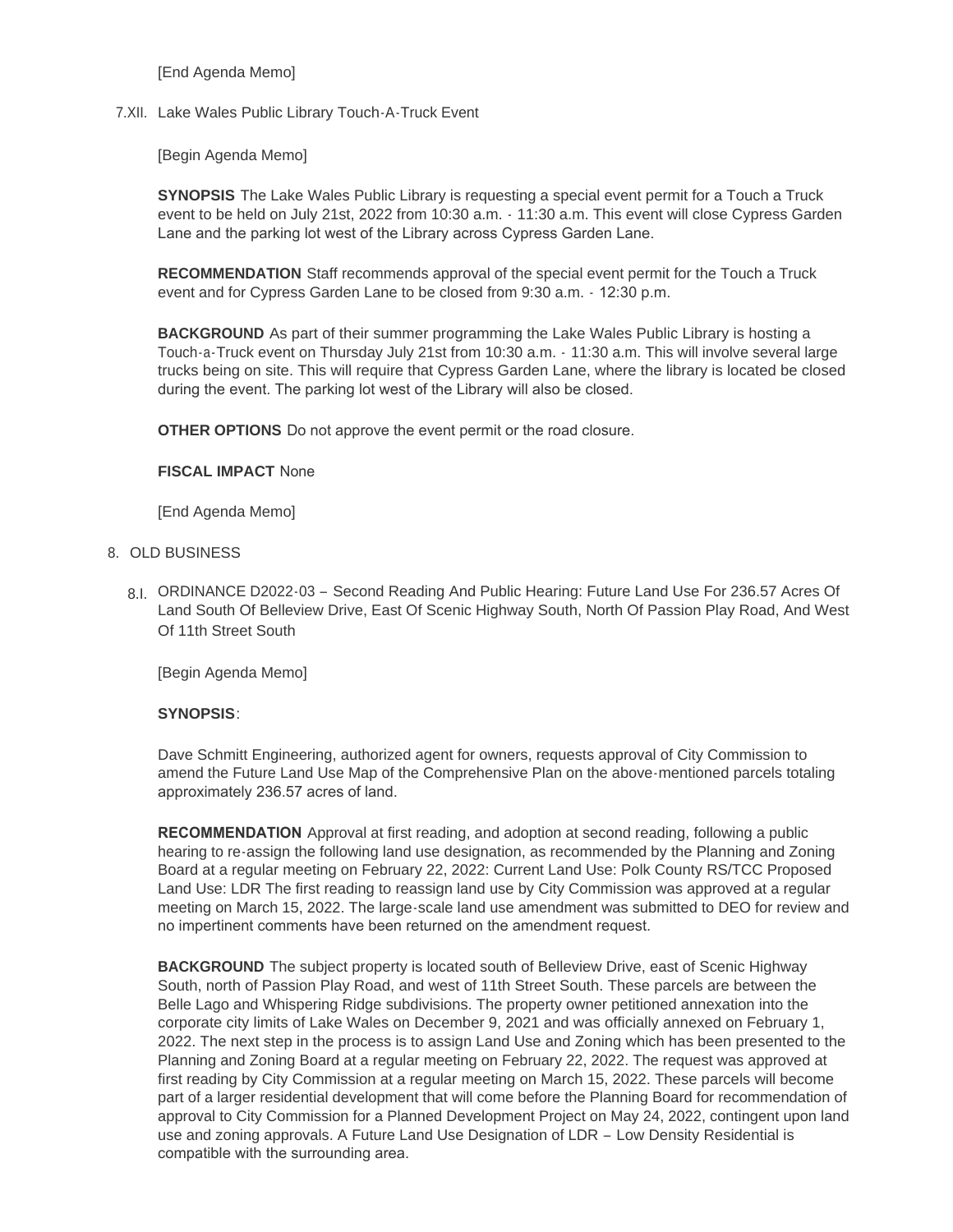[End Agenda Memo]

7.XII. Lake Wales Public Library Touch-A-Truck Event

[Begin Agenda Memo]

**SYNOPSIS** The Lake Wales Public Library is requesting a special event permit for a Touch a Truck event to be held on July 21st, 2022 from 10:30 a.m. - 11:30 a.m. This event will close Cypress Garden Lane and the parking lot west of the Library across Cypress Garden Lane.

**RECOMMENDATION** Staff recommends approval of the special event permit for the Touch a Truck event and for Cypress Garden Lane to be closed from 9:30 a.m. - 12:30 p.m.

**BACKGROUND** As part of their summer programming the Lake Wales Public Library is hosting a Touch-a-Truck event on Thursday July 21st from 10:30 a.m. - 11:30 a.m. This will involve several large trucks being on site. This will require that Cypress Garden Lane, where the library is located be closed during the event. The parking lot west of the Library will also be closed.

**OTHER OPTIONS** Do not approve the event permit or the road closure.

**FISCAL IMPACT** None

[End Agenda Memo]

8. OLD BUSINESS

8.I. ORDINANCE D2022-03 – Second Reading And Public Hearing: Future Land Use For 236.57 Acres Of Land South Of Belleview Drive, East Of Scenic Highway South, North Of Passion Play Road, And West Of 11th Street South

[Begin Agenda Memo]

**SYNOPSIS**:

Dave Schmitt Engineering, authorized agent for owners, requests approval of City Commission to amend the Future Land Use Map of the Comprehensive Plan on the above-mentioned parcels totaling approximately 236.57 acres of land.

**RECOMMENDATION** Approval at first reading, and adoption at second reading, following a public hearing to re-assign the following land use designation, as recommended by the Planning and Zoning Board at a regular meeting on February 22, 2022: Current Land Use: Polk County RS/TCC Proposed Land Use: LDR The first reading to reassign land use by City Commission was approved at a regular meeting on March 15, 2022. The large-scale land use amendment was submitted to DEO for review and no impertinent comments have been returned on the amendment request.

**BACKGROUND** The subject property is located south of Belleview Drive, east of Scenic Highway South, north of Passion Play Road, and west of 11th Street South. These parcels are between the Belle Lago and Whispering Ridge subdivisions. The property owner petitioned annexation into the corporate city limits of Lake Wales on December 9, 2021 and was officially annexed on February 1, 2022. The next step in the process is to assign Land Use and Zoning which has been presented to the Planning and Zoning Board at a regular meeting on February 22, 2022. The request was approved at first reading by City Commission at a regular meeting on March 15, 2022. These parcels will become part of a larger residential development that will come before the Planning Board for recommendation of approval to City Commission for a Planned Development Project on May 24, 2022, contingent upon land use and zoning approvals. A Future Land Use Designation of LDR – Low Density Residential is compatible with the surrounding area.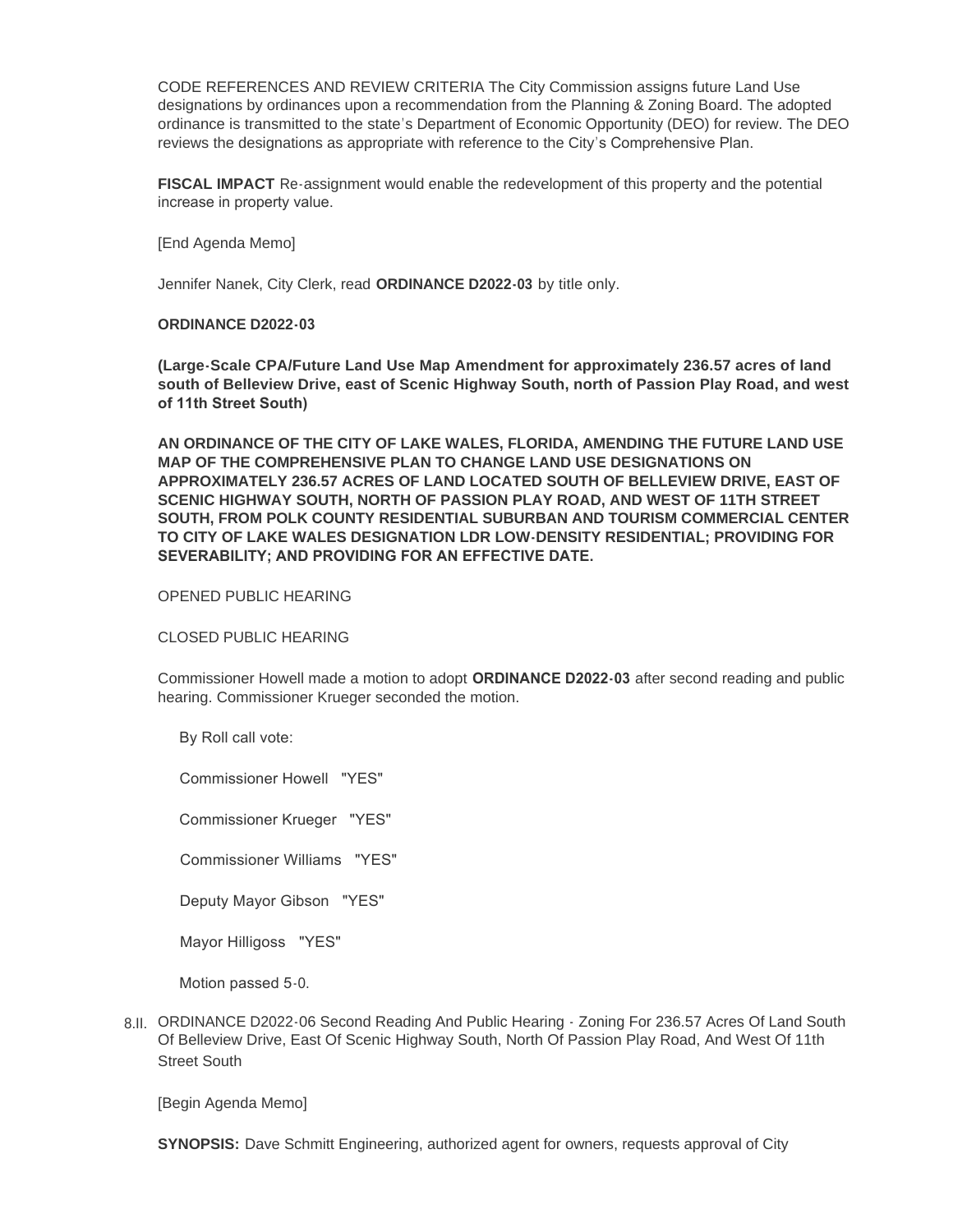CODE REFERENCES AND REVIEW CRITERIA The City Commission assigns future Land Use designations by ordinances upon a recommendation from the Planning & Zoning Board. The adopted ordinance is transmitted to the state's Department of Economic Opportunity (DEO) for review. The DEO reviews the designations as appropriate with reference to the City's Comprehensive Plan.

**FISCAL IMPACT** Re-assignment would enable the redevelopment of this property and the potential increase in property value.

[End Agenda Memo]

Jennifer Nanek, City Clerk, read **ORDINANCE D2022-03** by title only.

**ORDINANCE D2022-03**

**(Large-Scale CPA/Future Land Use Map Amendment for approximately 236.57 acres of land south of Belleview Drive, east of Scenic Highway South, north of Passion Play Road, and west of 11th Street South)**

**AN ORDINANCE OF THE CITY OF LAKE WALES, FLORIDA, AMENDING THE FUTURE LAND USE MAP OF THE COMPREHENSIVE PLAN TO CHANGE LAND USE DESIGNATIONS ON APPROXIMATELY 236.57 ACRES OF LAND LOCATED SOUTH OF BELLEVIEW DRIVE, EAST OF SCENIC HIGHWAY SOUTH, NORTH OF PASSION PLAY ROAD, AND WEST OF 11TH STREET SOUTH, FROM POLK COUNTY RESIDENTIAL SUBURBAN AND TOURISM COMMERCIAL CENTER TO CITY OF LAKE WALES DESIGNATION LDR LOW-DENSITY RESIDENTIAL; PROVIDING FOR SEVERABILITY; AND PROVIDING FOR AN EFFECTIVE DATE.**

OPENED PUBLIC HEARING

CLOSED PUBLIC HEARING

Commissioner Howell made a motion to adopt **ORDINANCE D2022-03** after second reading and public hearing. Commissioner Krueger seconded the motion.

By Roll call vote:

Commissioner Howell "YES"

Commissioner Krueger "YES"

Commissioner Williams "YES"

Deputy Mayor Gibson "YES"

Mayor Hilligoss "YES"

Motion passed 5-0.

8.II. ORDINANCE D2022-06 Second Reading And Public Hearing - Zoning For 236.57 Acres Of Land South Of Belleview Drive, East Of Scenic Highway South, North Of Passion Play Road, And West Of 11th Street South

[Begin Agenda Memo]

**SYNOPSIS:** Dave Schmitt Engineering, authorized agent for owners, requests approval of City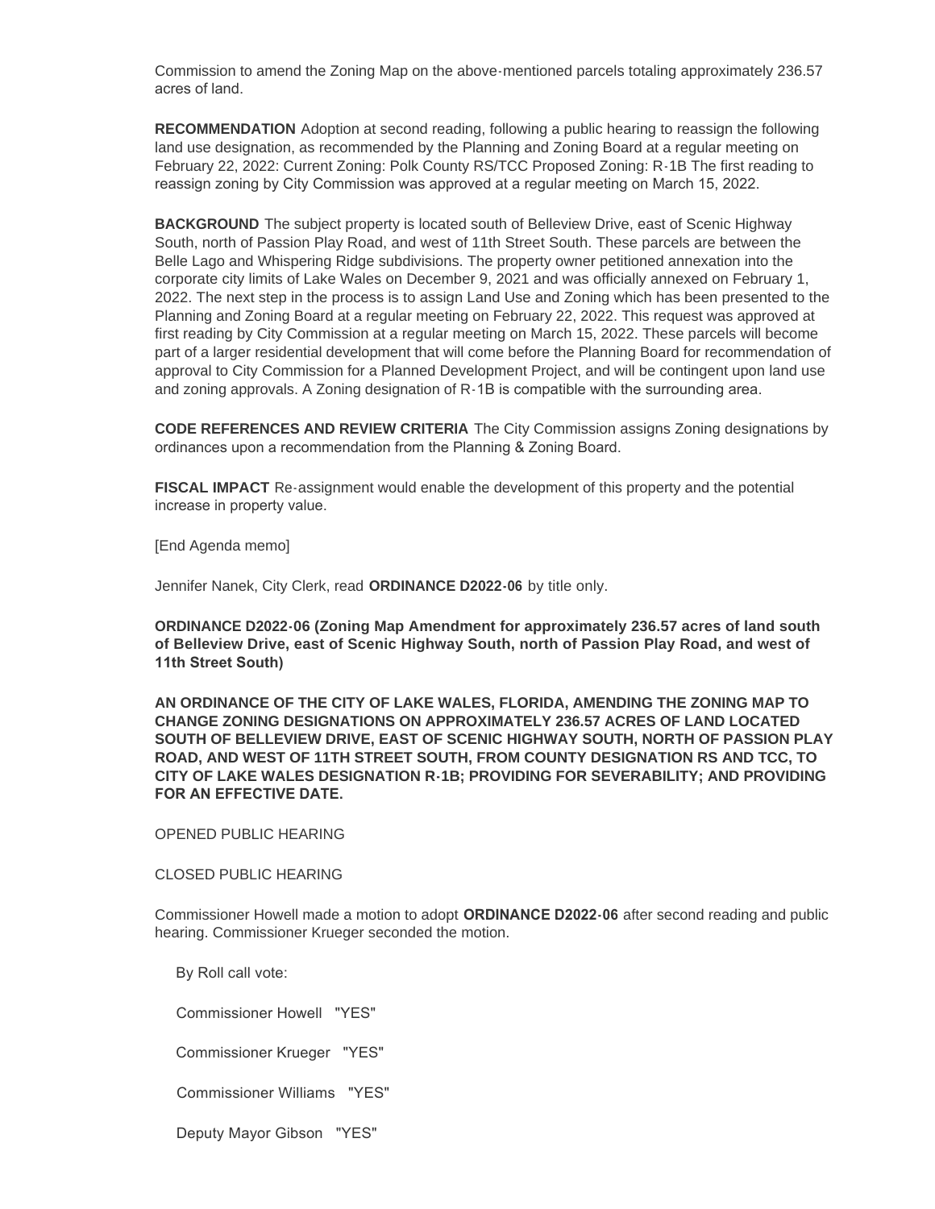Commission to amend the Zoning Map on the above-mentioned parcels totaling approximately 236.57 acres of land.

**RECOMMENDATION** Adoption at second reading, following a public hearing to reassign the following land use designation, as recommended by the Planning and Zoning Board at a regular meeting on February 22, 2022: Current Zoning: Polk County RS/TCC Proposed Zoning: R-1B The first reading to reassign zoning by City Commission was approved at a regular meeting on March 15, 2022.

**BACKGROUND** The subject property is located south of Belleview Drive, east of Scenic Highway South, north of Passion Play Road, and west of 11th Street South. These parcels are between the Belle Lago and Whispering Ridge subdivisions. The property owner petitioned annexation into the corporate city limits of Lake Wales on December 9, 2021 and was officially annexed on February 1, 2022. The next step in the process is to assign Land Use and Zoning which has been presented to the Planning and Zoning Board at a regular meeting on February 22, 2022. This request was approved at first reading by City Commission at a regular meeting on March 15, 2022. These parcels will become part of a larger residential development that will come before the Planning Board for recommendation of approval to City Commission for a Planned Development Project, and will be contingent upon land use and zoning approvals. A Zoning designation of R-1B is compatible with the surrounding area.

**CODE REFERENCES AND REVIEW CRITERIA** The City Commission assigns Zoning designations by ordinances upon a recommendation from the Planning & Zoning Board.

**FISCAL IMPACT** Re-assignment would enable the development of this property and the potential increase in property value.

[End Agenda memo]

Jennifer Nanek, City Clerk, read **ORDINANCE D2022-06** by title only.

**ORDINANCE D2022-06 (Zoning Map Amendment for approximately 236.57 acres of land south of Belleview Drive, east of Scenic Highway South, north of Passion Play Road, and west of 11th Street South)**

**AN ORDINANCE OF THE CITY OF LAKE WALES, FLORIDA, AMENDING THE ZONING MAP TO CHANGE ZONING DESIGNATIONS ON APPROXIMATELY 236.57 ACRES OF LAND LOCATED SOUTH OF BELLEVIEW DRIVE, EAST OF SCENIC HIGHWAY SOUTH, NORTH OF PASSION PLAY ROAD, AND WEST OF 11TH STREET SOUTH, FROM COUNTY DESIGNATION RS AND TCC, TO CITY OF LAKE WALES DESIGNATION R-1B; PROVIDING FOR SEVERABILITY; AND PROVIDING FOR AN EFFECTIVE DATE.**

OPENED PUBLIC HEARING

CLOSED PUBLIC HEARING

Commissioner Howell made a motion to adopt **ORDINANCE D2022-06** after second reading and public hearing. Commissioner Krueger seconded the motion.

By Roll call vote:

Commissioner Howell "YES"

Commissioner Krueger "YES"

Commissioner Williams "YES"

Deputy Mayor Gibson "YES"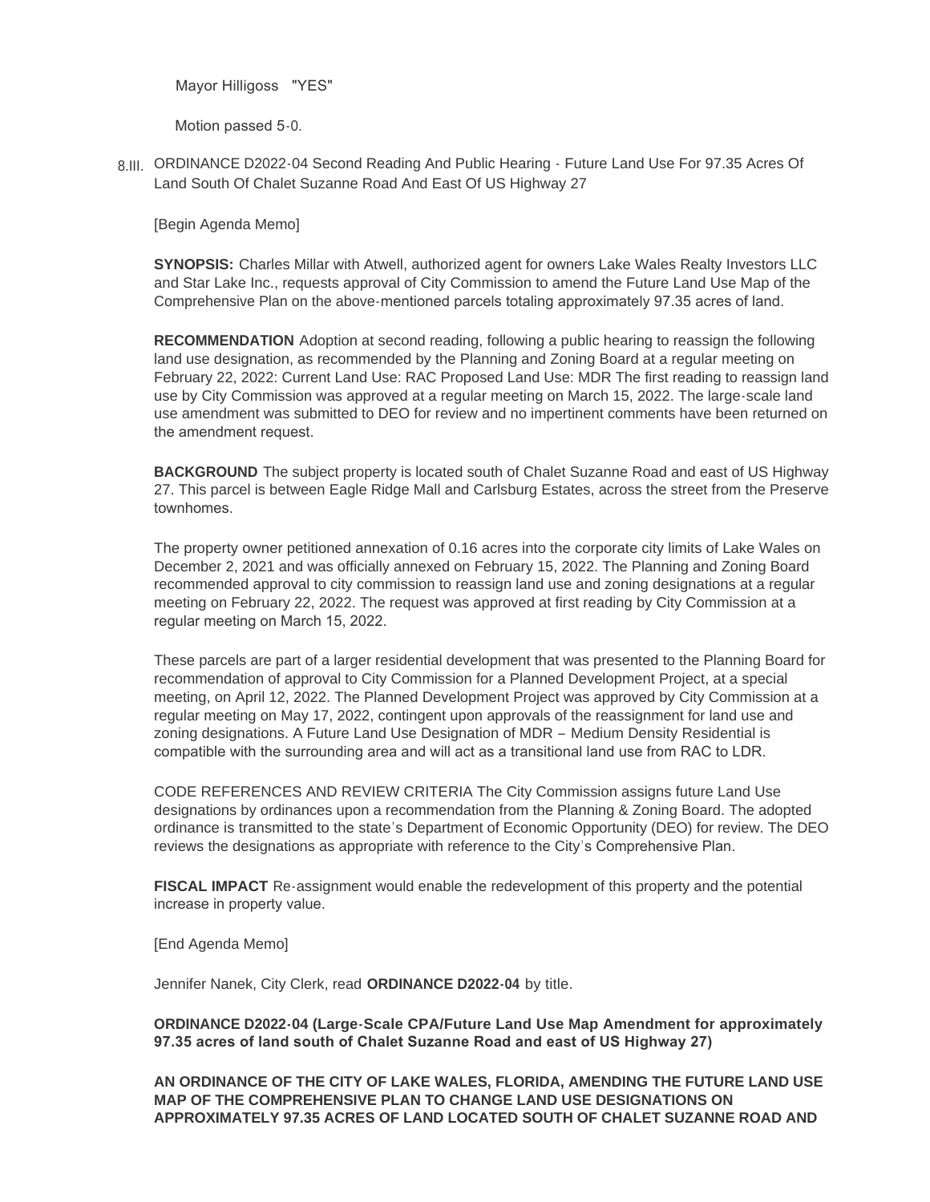Mayor Hilligoss "YES"

Motion passed 5-0.

8.III. ORDINANCE D2022-04 Second Reading And Public Hearing - Future Land Use For 97.35 Acres Of Land South Of Chalet Suzanne Road And East Of US Highway 27

[Begin Agenda Memo]

**SYNOPSIS:** Charles Millar with Atwell, authorized agent for owners Lake Wales Realty Investors LLC and Star Lake Inc., requests approval of City Commission to amend the Future Land Use Map of the Comprehensive Plan on the above-mentioned parcels totaling approximately 97.35 acres of land.

**RECOMMENDATION** Adoption at second reading, following a public hearing to reassign the following land use designation, as recommended by the Planning and Zoning Board at a regular meeting on February 22, 2022: Current Land Use: RAC Proposed Land Use: MDR The first reading to reassign land use by City Commission was approved at a regular meeting on March 15, 2022. The large-scale land use amendment was submitted to DEO for review and no impertinent comments have been returned on the amendment request.

**BACKGROUND** The subject property is located south of Chalet Suzanne Road and east of US Highway 27. This parcel is between Eagle Ridge Mall and Carlsburg Estates, across the street from the Preserve townhomes.

The property owner petitioned annexation of 0.16 acres into the corporate city limits of Lake Wales on December 2, 2021 and was officially annexed on February 15, 2022. The Planning and Zoning Board recommended approval to city commission to reassign land use and zoning designations at a regular meeting on February 22, 2022. The request was approved at first reading by City Commission at a regular meeting on March 15, 2022.

These parcels are part of a larger residential development that was presented to the Planning Board for recommendation of approval to City Commission for a Planned Development Project, at a special meeting, on April 12, 2022. The Planned Development Project was approved by City Commission at a regular meeting on May 17, 2022, contingent upon approvals of the reassignment for land use and zoning designations. A Future Land Use Designation of MDR – Medium Density Residential is compatible with the surrounding area and will act as a transitional land use from RAC to LDR.

CODE REFERENCES AND REVIEW CRITERIA The City Commission assigns future Land Use designations by ordinances upon a recommendation from the Planning & Zoning Board. The adopted ordinance is transmitted to the state's Department of Economic Opportunity (DEO) for review. The DEO reviews the designations as appropriate with reference to the City's Comprehensive Plan.

**FISCAL IMPACT** Re-assignment would enable the redevelopment of this property and the potential increase in property value.

[End Agenda Memo]

Jennifer Nanek, City Clerk, read **ORDINANCE D2022-04** by title.

**ORDINANCE D2022-04 (Large-Scale CPA/Future Land Use Map Amendment for approximately 97.35 acres of land south of Chalet Suzanne Road and east of US Highway 27)**

**AN ORDINANCE OF THE CITY OF LAKE WALES, FLORIDA, AMENDING THE FUTURE LAND USE MAP OF THE COMPREHENSIVE PLAN TO CHANGE LAND USE DESIGNATIONS ON APPROXIMATELY 97.35 ACRES OF LAND LOCATED SOUTH OF CHALET SUZANNE ROAD AND**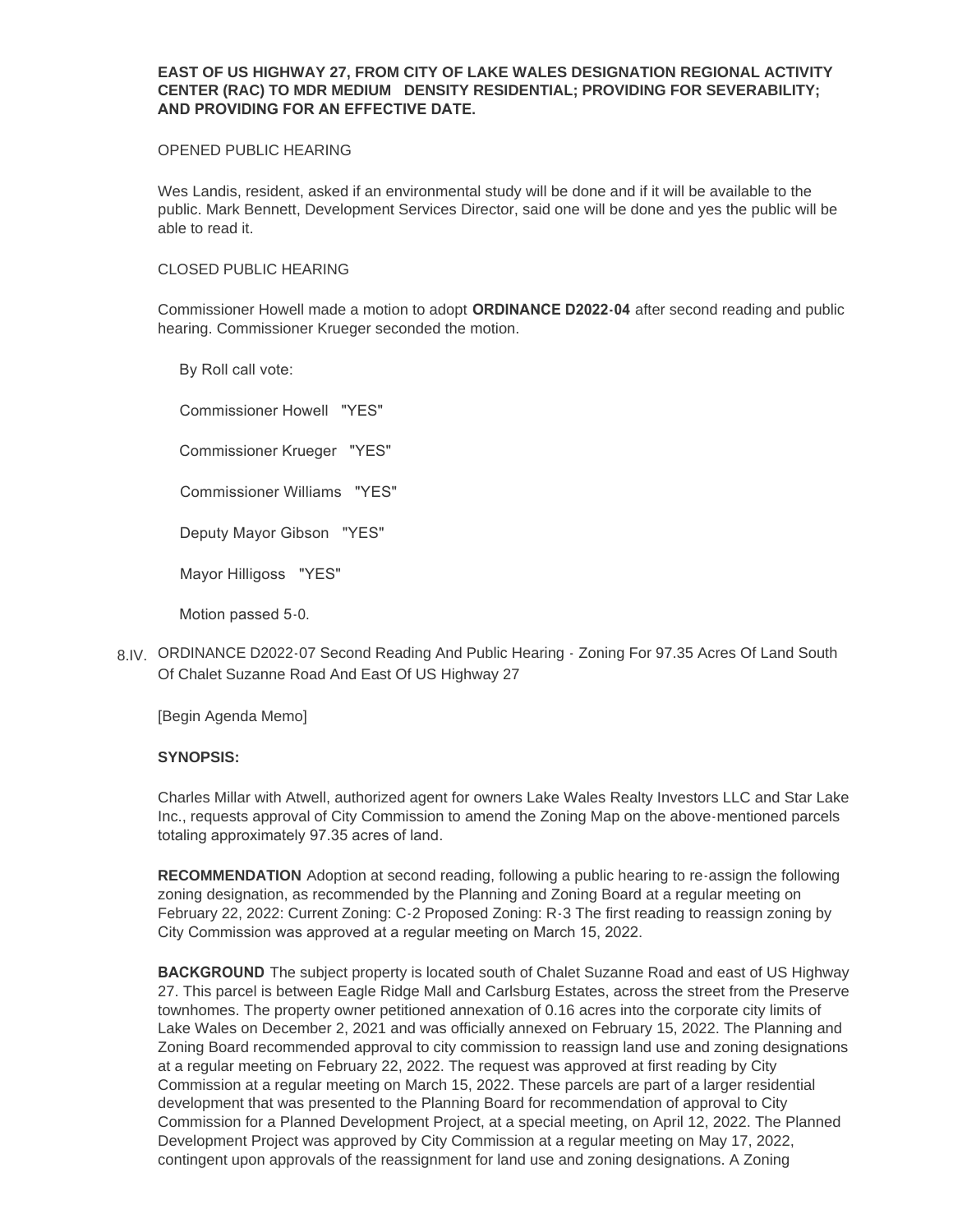**EAST OF US HIGHWAY 27, FROM CITY OF LAKE WALES DESIGNATION REGIONAL ACTIVITY CENTER (RAC) TO MDR MEDIUM DENSITY RESIDENTIAL; PROVIDING FOR SEVERABILITY; AND PROVIDING FOR AN EFFECTIVE DATE.**

OPENED PUBLIC HEARING

Wes Landis, resident, asked if an environmental study will be done and if it will be available to the public. Mark Bennett, Development Services Director, said one will be done and yes the public will be able to read it.

CLOSED PUBLIC HEARING

Commissioner Howell made a motion to adopt **ORDINANCE D2022-04** after second reading and public hearing. Commissioner Krueger seconded the motion.

By Roll call vote:

Commissioner Howell "YES"

Commissioner Krueger "YES"

Commissioner Williams "YES"

Deputy Mayor Gibson "YES"

Mayor Hilligoss "YES"

Motion passed 5-0.

8.IV. ORDINANCE D2022-07 Second Reading And Public Hearing - Zoning For 97.35 Acres Of Land South Of Chalet Suzanne Road And East Of US Highway 27

[Begin Agenda Memo]

**SYNOPSIS:**

Charles Millar with Atwell, authorized agent for owners Lake Wales Realty Investors LLC and Star Lake Inc., requests approval of City Commission to amend the Zoning Map on the above-mentioned parcels totaling approximately 97.35 acres of land.

**RECOMMENDATION** Adoption at second reading, following a public hearing to re-assign the following zoning designation, as recommended by the Planning and Zoning Board at a regular meeting on February 22, 2022: Current Zoning: C-2 Proposed Zoning: R-3 The first reading to reassign zoning by City Commission was approved at a regular meeting on March 15, 2022.

**BACKGROUND** The subject property is located south of Chalet Suzanne Road and east of US Highway 27. This parcel is between Eagle Ridge Mall and Carlsburg Estates, across the street from the Preserve townhomes. The property owner petitioned annexation of 0.16 acres into the corporate city limits of Lake Wales on December 2, 2021 and was officially annexed on February 15, 2022. The Planning and Zoning Board recommended approval to city commission to reassign land use and zoning designations at a regular meeting on February 22, 2022. The request was approved at first reading by City Commission at a regular meeting on March 15, 2022. These parcels are part of a larger residential development that was presented to the Planning Board for recommendation of approval to City Commission for a Planned Development Project, at a special meeting, on April 12, 2022. The Planned Development Project was approved by City Commission at a regular meeting on May 17, 2022, contingent upon approvals of the reassignment for land use and zoning designations. A Zoning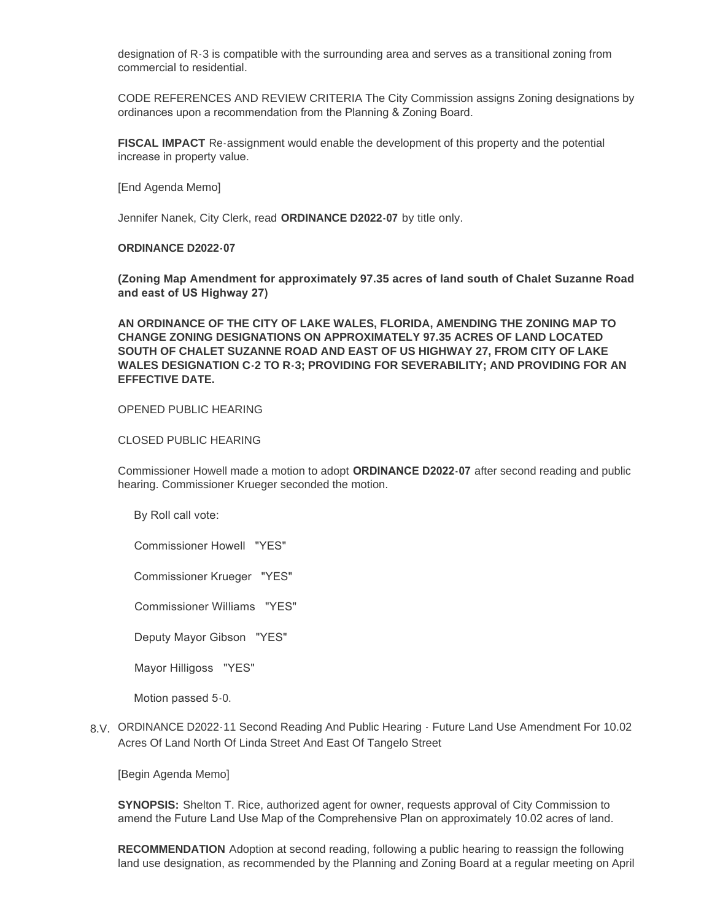designation of R-3 is compatible with the surrounding area and serves as a transitional zoning from commercial to residential.

CODE REFERENCES AND REVIEW CRITERIA The City Commission assigns Zoning designations by ordinances upon a recommendation from the Planning & Zoning Board.

**FISCAL IMPACT** Re-assignment would enable the development of this property and the potential increase in property value.

[End Agenda Memo]

Jennifer Nanek, City Clerk, read **ORDINANCE D2022-07** by title only.

**ORDINANCE D2022-07**

**(Zoning Map Amendment for approximately 97.35 acres of land south of Chalet Suzanne Road and east of US Highway 27)**

**AN ORDINANCE OF THE CITY OF LAKE WALES, FLORIDA, AMENDING THE ZONING MAP TO CHANGE ZONING DESIGNATIONS ON APPROXIMATELY 97.35 ACRES OF LAND LOCATED SOUTH OF CHALET SUZANNE ROAD AND EAST OF US HIGHWAY 27, FROM CITY OF LAKE WALES DESIGNATION C-2 TO R-3; PROVIDING FOR SEVERABILITY; AND PROVIDING FOR AN EFFECTIVE DATE.**

OPENED PUBLIC HEARING

CLOSED PUBLIC HEARING

Commissioner Howell made a motion to adopt **ORDINANCE D2022-07** after second reading and public hearing. Commissioner Krueger seconded the motion.

By Roll call vote:

Commissioner Howell "YES"

Commissioner Krueger "YES"

Commissioner Williams "YES"

Deputy Mayor Gibson "YES"

Mayor Hilligoss "YES"

Motion passed 5-0.

8.V. ORDINANCE D2022-11 Second Reading And Public Hearing - Future Land Use Amendment For 10.02 Acres Of Land North Of Linda Street And East Of Tangelo Street

[Begin Agenda Memo]

**SYNOPSIS:** Shelton T. Rice, authorized agent for owner, requests approval of City Commission to amend the Future Land Use Map of the Comprehensive Plan on approximately 10.02 acres of land.

**RECOMMENDATION** Adoption at second reading, following a public hearing to reassign the following land use designation, as recommended by the Planning and Zoning Board at a regular meeting on April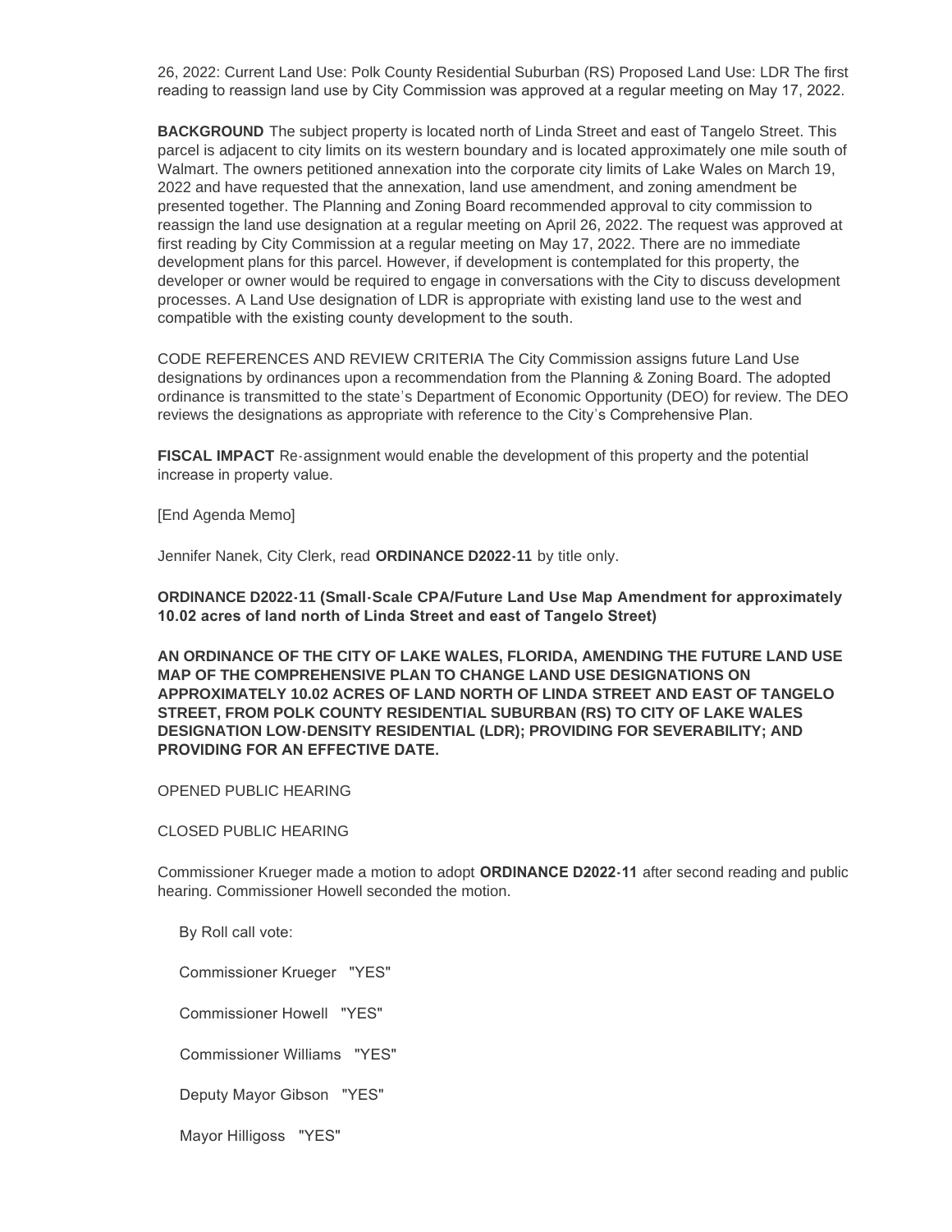26, 2022: Current Land Use: Polk County Residential Suburban (RS) Proposed Land Use: LDR The first reading to reassign land use by City Commission was approved at a regular meeting on May 17, 2022.

**BACKGROUND** The subject property is located north of Linda Street and east of Tangelo Street. This parcel is adjacent to city limits on its western boundary and is located approximately one mile south of Walmart. The owners petitioned annexation into the corporate city limits of Lake Wales on March 19, 2022 and have requested that the annexation, land use amendment, and zoning amendment be presented together. The Planning and Zoning Board recommended approval to city commission to reassign the land use designation at a regular meeting on April 26, 2022. The request was approved at first reading by City Commission at a regular meeting on May 17, 2022. There are no immediate development plans for this parcel. However, if development is contemplated for this property, the developer or owner would be required to engage in conversations with the City to discuss development processes. A Land Use designation of LDR is appropriate with existing land use to the west and compatible with the existing county development to the south.

CODE REFERENCES AND REVIEW CRITERIA The City Commission assigns future Land Use designations by ordinances upon a recommendation from the Planning & Zoning Board. The adopted ordinance is transmitted to the state's Department of Economic Opportunity (DEO) for review. The DEO reviews the designations as appropriate with reference to the City's Comprehensive Plan.

**FISCAL IMPACT** Re-assignment would enable the development of this property and the potential increase in property value.

[End Agenda Memo]

Jennifer Nanek, City Clerk, read **ORDINANCE D2022-11** by title only.

**ORDINANCE D2022-11 (Small-Scale CPA/Future Land Use Map Amendment for approximately 10.02 acres of land north of Linda Street and east of Tangelo Street)**

**AN ORDINANCE OF THE CITY OF LAKE WALES, FLORIDA, AMENDING THE FUTURE LAND USE MAP OF THE COMPREHENSIVE PLAN TO CHANGE LAND USE DESIGNATIONS ON APPROXIMATELY 10.02 ACRES OF LAND NORTH OF LINDA STREET AND EAST OF TANGELO STREET, FROM POLK COUNTY RESIDENTIAL SUBURBAN (RS) TO CITY OF LAKE WALES DESIGNATION LOW-DENSITY RESIDENTIAL (LDR); PROVIDING FOR SEVERABILITY; AND PROVIDING FOR AN EFFECTIVE DATE.**

OPENED PUBLIC HEARING

CLOSED PUBLIC HEARING

Commissioner Krueger made a motion to adopt **ORDINANCE D2022-11** after second reading and public hearing. Commissioner Howell seconded the motion.

By Roll call vote:

Commissioner Krueger "YES"

Commissioner Howell "YES"

Commissioner Williams "YES"

Deputy Mayor Gibson "YES"

Mayor Hilligoss "YES"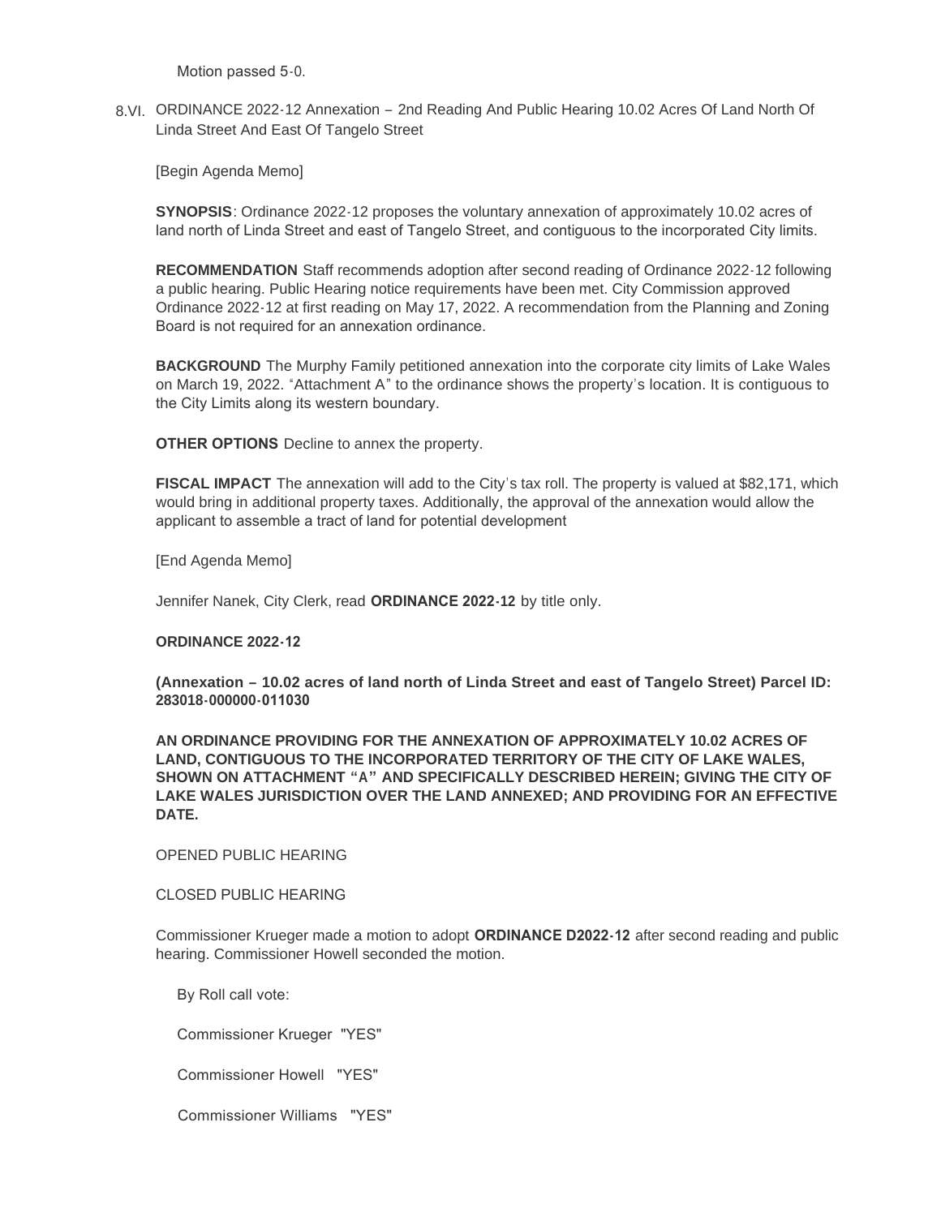Motion passed 5-0.

8.VI. ORDINANCE 2022-12 Annexation – 2nd Reading And Public Hearing 10.02 Acres Of Land North Of Linda Street And East Of Tangelo Street

[Begin Agenda Memo]

**SYNOPSIS**: Ordinance 2022-12 proposes the voluntary annexation of approximately 10.02 acres of land north of Linda Street and east of Tangelo Street, and contiguous to the incorporated City limits.

**RECOMMENDATION** Staff recommends adoption after second reading of Ordinance 2022-12 following a public hearing. Public Hearing notice requirements have been met. City Commission approved Ordinance 2022-12 at first reading on May 17, 2022. A recommendation from the Planning and Zoning Board is not required for an annexation ordinance.

**BACKGROUND** The Murphy Family petitioned annexation into the corporate city limits of Lake Wales on March 19, 2022. "Attachment A" to the ordinance shows the property's location. It is contiguous to the City Limits along its western boundary.

**OTHER OPTIONS** Decline to annex the property.

**FISCAL IMPACT** The annexation will add to the City's tax roll. The property is valued at $82,171, which would bring in additional property taxes. Additionally, the approval of the annexation would allow the applicant to assemble a tract of land for potential development

[End Agenda Memo]

Jennifer Nanek, City Clerk, read **ORDINANCE 2022-12** by title only.

**ORDINANCE 2022-12**

**(Annexation – 10.02 acres of land north of Linda Street and east of Tangelo Street) Parcel ID: 283018-000000-011030**

**AN ORDINANCE PROVIDING FOR THE ANNEXATION OF APPROXIMATELY 10.02 ACRES OF LAND, CONTIGUOUS TO THE INCORPORATED TERRITORY OF THE CITY OF LAKE WALES, SHOWN ON ATTACHMENT "A" AND SPECIFICALLY DESCRIBED HEREIN; GIVING THE CITY OF LAKE WALES JURISDICTION OVER THE LAND ANNEXED; AND PROVIDING FOR AN EFFECTIVE DATE.**

OPENED PUBLIC HEARING

CLOSED PUBLIC HEARING

Commissioner Krueger made a motion to adopt **ORDINANCE D2022-12** after second reading and public hearing. Commissioner Howell seconded the motion.

By Roll call vote:

Commissioner Krueger "YES"

Commissioner Howell "YES"

Commissioner Williams "YES"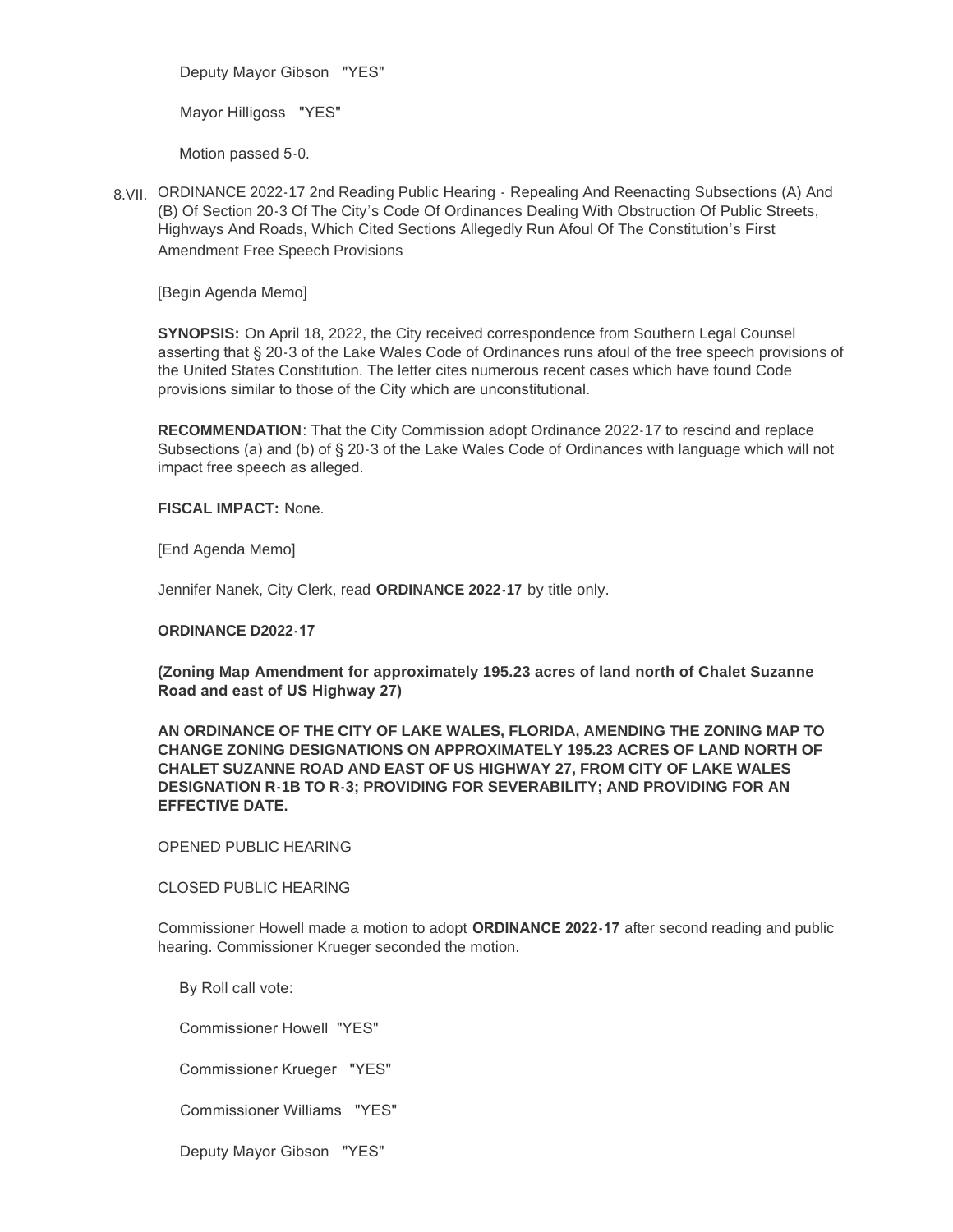Deputy Mayor Gibson "YES"

Mayor Hilligoss "YES"

Motion passed 5-0.

8.VII. ORDINANCE 2022-17 2nd Reading Public Hearing - Repealing And Reenacting Subsections (A) And (B) Of Section 20-3 Of The City's Code Of Ordinances Dealing With Obstruction Of Public Streets, Highways And Roads, Which Cited Sections Allegedly Run Afoul Of The Constitution's First Amendment Free Speech Provisions

[Begin Agenda Memo]

**SYNOPSIS:** On April 18, 2022, the City received correspondence from Southern Legal Counsel asserting that § 20-3 of the Lake Wales Code of Ordinances runs afoul of the free speech provisions of the United States Constitution. The letter cites numerous recent cases which have found Code provisions similar to those of the City which are unconstitutional.

**RECOMMENDATION**: That the City Commission adopt Ordinance 2022-17 to rescind and replace Subsections (a) and (b) of § 20-3 of the Lake Wales Code of Ordinances with language which will not impact free speech as alleged.

**FISCAL IMPACT:** None.

[End Agenda Memo]

Jennifer Nanek, City Clerk, read **ORDINANCE 2022-17** by title only.

**ORDINANCE D2022-17**

**(Zoning Map Amendment for approximately 195.23 acres of land north of Chalet Suzanne Road and east of US Highway 27)**

**AN ORDINANCE OF THE CITY OF LAKE WALES, FLORIDA, AMENDING THE ZONING MAP TO CHANGE ZONING DESIGNATIONS ON APPROXIMATELY 195.23 ACRES OF LAND NORTH OF CHALET SUZANNE ROAD AND EAST OF US HIGHWAY 27, FROM CITY OF LAKE WALES DESIGNATION R-1B TO R-3; PROVIDING FOR SEVERABILITY; AND PROVIDING FOR AN EFFECTIVE DATE.**

OPENED PUBLIC HEARING

CLOSED PUBLIC HEARING

Commissioner Howell made a motion to adopt **ORDINANCE 2022-17** after second reading and public hearing. Commissioner Krueger seconded the motion.

By Roll call vote:

Commissioner Howell "YES"

Commissioner Krueger "YES"

Commissioner Williams "YES"

Deputy Mayor Gibson "YES"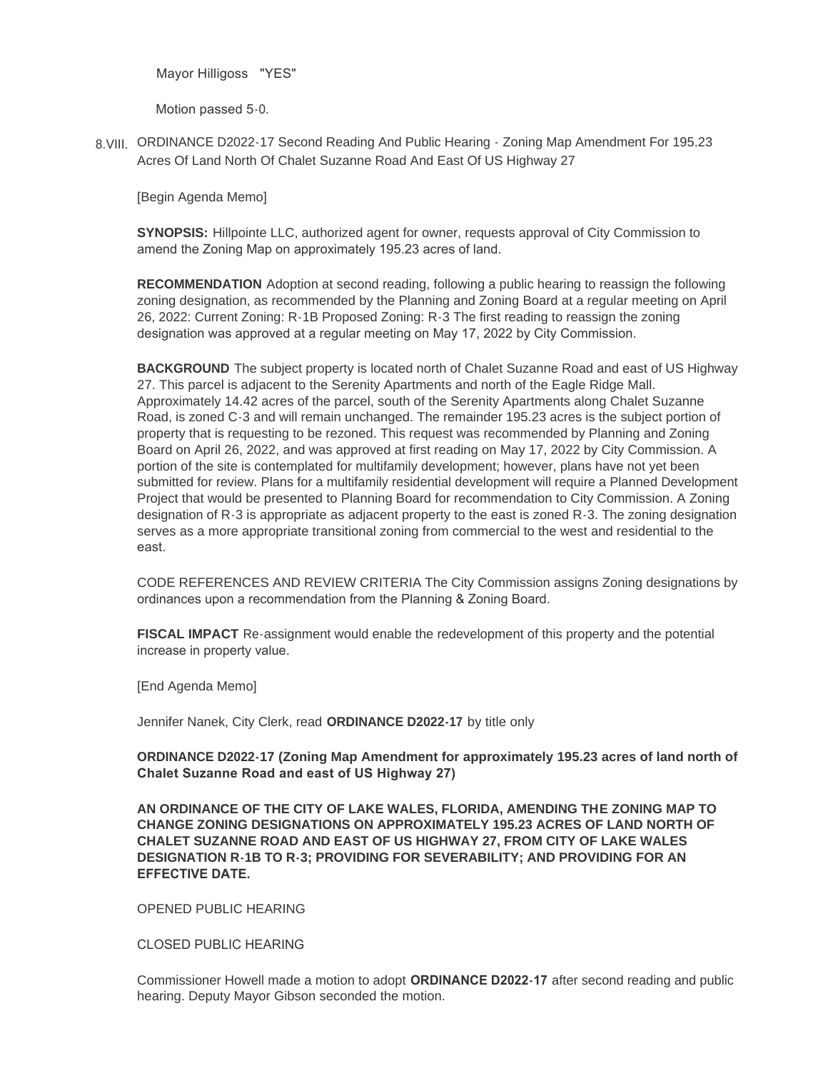Mayor Hilligoss "YES"

Motion passed 5-0.

8.VIII. ORDINANCE D2022-17 Second Reading And Public Hearing - Zoning Map Amendment For 195.23 Acres Of Land North Of Chalet Suzanne Road And East Of US Highway 27

[Begin Agenda Memo]

**SYNOPSIS:** Hillpointe LLC, authorized agent for owner, requests approval of City Commission to amend the Zoning Map on approximately 195.23 acres of land.

**RECOMMENDATION** Adoption at second reading, following a public hearing to reassign the following zoning designation, as recommended by the Planning and Zoning Board at a regular meeting on April 26, 2022: Current Zoning: R-1B Proposed Zoning: R-3 The first reading to reassign the zoning designation was approved at a regular meeting on May 17, 2022 by City Commission.

**BACKGROUND** The subject property is located north of Chalet Suzanne Road and east of US Highway 27. This parcel is adjacent to the Serenity Apartments and north of the Eagle Ridge Mall. Approximately 14.42 acres of the parcel, south of the Serenity Apartments along Chalet Suzanne Road, is zoned C-3 and will remain unchanged. The remainder 195.23 acres is the subject portion of property that is requesting to be rezoned. This request was recommended by Planning and Zoning Board on April 26, 2022, and was approved at first reading on May 17, 2022 by City Commission. A portion of the site is contemplated for multifamily development; however, plans have not yet been submitted for review. Plans for a multifamily residential development will require a Planned Development Project that would be presented to Planning Board for recommendation to City Commission. A Zoning designation of R-3 is appropriate as adjacent property to the east is zoned R-3. The zoning designation serves as a more appropriate transitional zoning from commercial to the west and residential to the east.

CODE REFERENCES AND REVIEW CRITERIA The City Commission assigns Zoning designations by ordinances upon a recommendation from the Planning & Zoning Board.

**FISCAL IMPACT** Re-assignment would enable the redevelopment of this property and the potential increase in property value.

[End Agenda Memo]

Jennifer Nanek, City Clerk, read **ORDINANCE D2022-17** by title only

**ORDINANCE D2022-17 (Zoning Map Amendment for approximately 195.23 acres of land north of Chalet Suzanne Road and east of US Highway 27)**

**AN ORDINANCE OF THE CITY OF LAKE WALES, FLORIDA, AMENDING THE ZONING MAP TO CHANGE ZONING DESIGNATIONS ON APPROXIMATELY 195.23 ACRES OF LAND NORTH OF CHALET SUZANNE ROAD AND EAST OF US HIGHWAY 27, FROM CITY OF LAKE WALES DESIGNATION R-1B TO R-3; PROVIDING FOR SEVERABILITY; AND PROVIDING FOR AN EFFECTIVE DATE.**

OPENED PUBLIC HEARING

CLOSED PUBLIC HEARING

Commissioner Howell made a motion to adopt **ORDINANCE D2022-17** after second reading and public hearing. Deputy Mayor Gibson seconded the motion.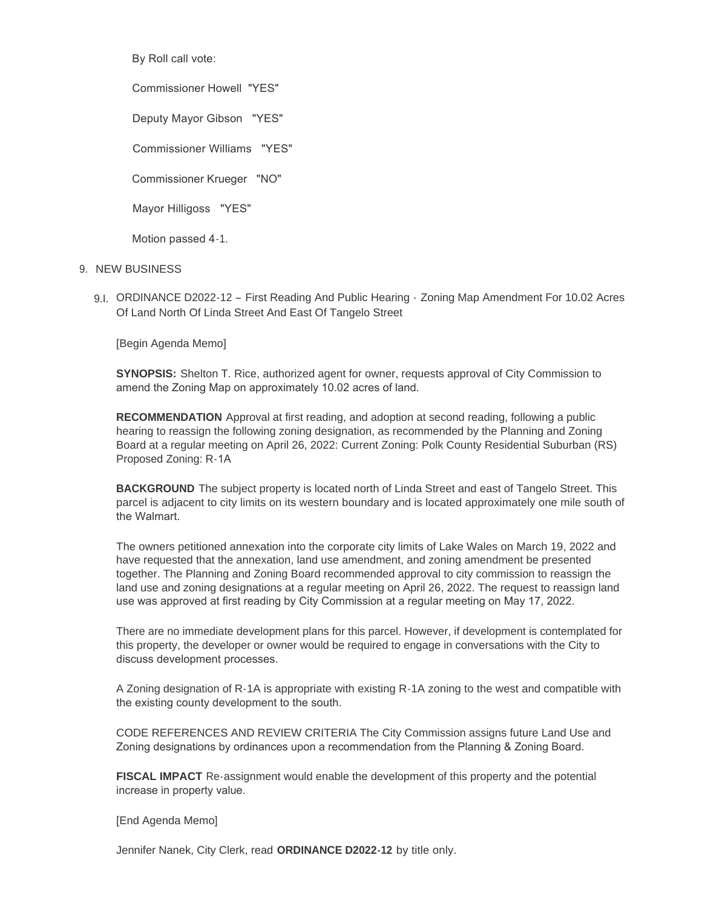By Roll call vote:

Commissioner Howell "YES"

Deputy Mayor Gibson "YES"

Commissioner Williams "YES"

Commissioner Krueger "NO"

Mayor Hilligoss "YES"

Motion passed 4-1.

9. NEW BUSINESS

9.I. ORDINANCE D2022-12 – First Reading And Public Hearing - Zoning Map Amendment For 10.02 Acres Of Land North Of Linda Street And East Of Tangelo Street

[Begin Agenda Memo]

**SYNOPSIS:** Shelton T. Rice, authorized agent for owner, requests approval of City Commission to amend the Zoning Map on approximately 10.02 acres of land.

**RECOMMENDATION** Approval at first reading, and adoption at second reading, following a public hearing to reassign the following zoning designation, as recommended by the Planning and Zoning Board at a regular meeting on April 26, 2022: Current Zoning: Polk County Residential Suburban (RS) Proposed Zoning: R-1A

**BACKGROUND** The subject property is located north of Linda Street and east of Tangelo Street. This parcel is adjacent to city limits on its western boundary and is located approximately one mile south of the Walmart.

The owners petitioned annexation into the corporate city limits of Lake Wales on March 19, 2022 and have requested that the annexation, land use amendment, and zoning amendment be presented together. The Planning and Zoning Board recommended approval to city commission to reassign the land use and zoning designations at a regular meeting on April 26, 2022. The request to reassign land use was approved at first reading by City Commission at a regular meeting on May 17, 2022.

There are no immediate development plans for this parcel. However, if development is contemplated for this property, the developer or owner would be required to engage in conversations with the City to discuss development processes.

A Zoning designation of R-1A is appropriate with existing R-1A zoning to the west and compatible with the existing county development to the south.

CODE REFERENCES AND REVIEW CRITERIA The City Commission assigns future Land Use and Zoning designations by ordinances upon a recommendation from the Planning & Zoning Board.

**FISCAL IMPACT** Re-assignment would enable the development of this property and the potential increase in property value.

[End Agenda Memo]

Jennifer Nanek, City Clerk, read **ORDINANCE D2022-12** by title only.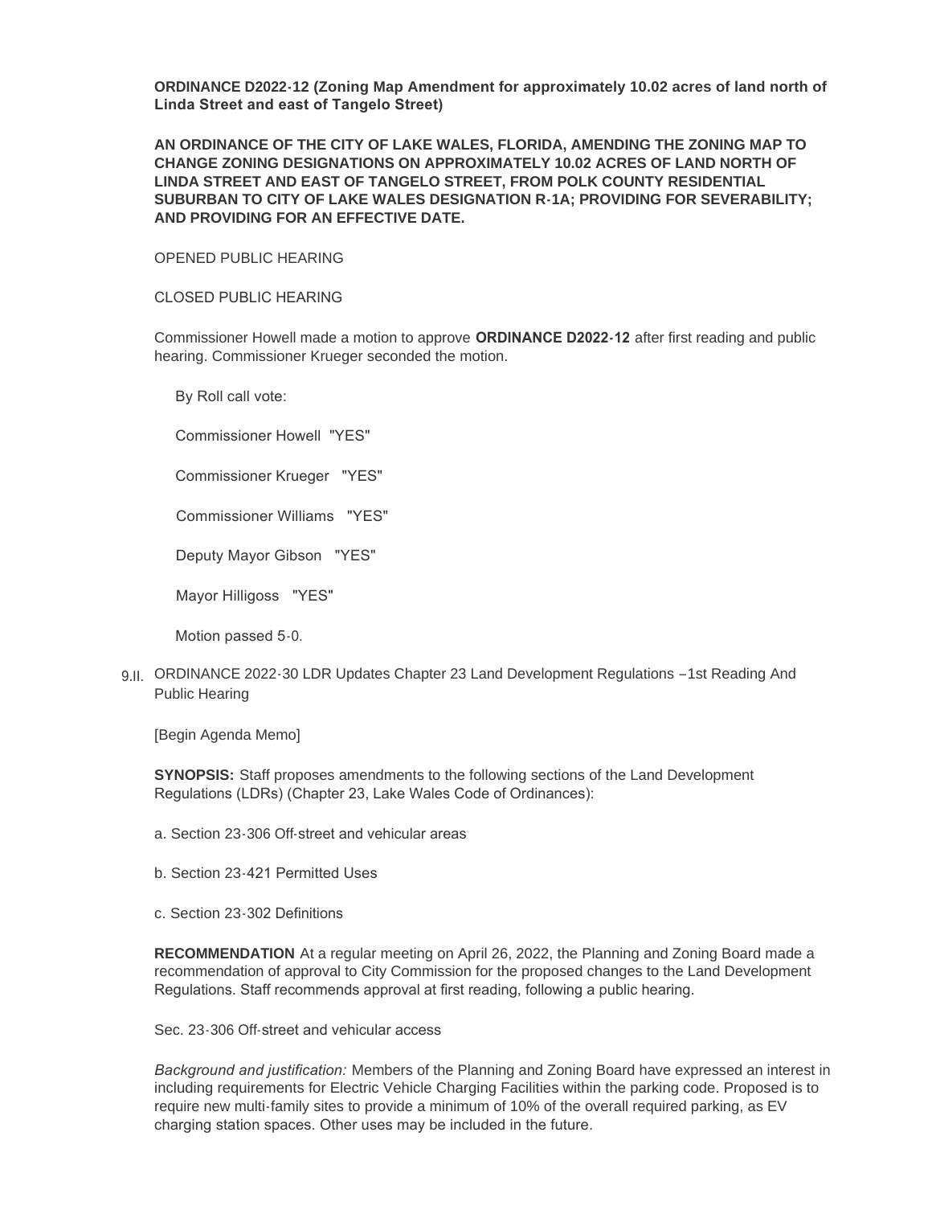**ORDINANCE D2022-12 (Zoning Map Amendment for approximately 10.02 acres of land north of Linda Street and east of Tangelo Street)**

**AN ORDINANCE OF THE CITY OF LAKE WALES, FLORIDA, AMENDING THE ZONING MAP TO CHANGE ZONING DESIGNATIONS ON APPROXIMATELY 10.02 ACRES OF LAND NORTH OF LINDA STREET AND EAST OF TANGELO STREET, FROM POLK COUNTY RESIDENTIAL SUBURBAN TO CITY OF LAKE WALES DESIGNATION R-1A; PROVIDING FOR SEVERABILITY; AND PROVIDING FOR AN EFFECTIVE DATE.**

OPENED PUBLIC HEARING

CLOSED PUBLIC HEARING

Commissioner Howell made a motion to approve **ORDINANCE D2022-12** after first reading and public hearing. Commissioner Krueger seconded the motion.

By Roll call vote:

Commissioner Howell "YES"

Commissioner Krueger "YES"

Commissioner Williams "YES"

Deputy Mayor Gibson "YES"

Mayor Hilligoss "YES"

Motion passed 5-0.

9.II. ORDINANCE 2022-30 LDR Updates Chapter 23 Land Development Regulations –1st Reading And Public Hearing

[Begin Agenda Memo]

**SYNOPSIS:** Staff proposes amendments to the following sections of the Land Development Regulations (LDRs) (Chapter 23, Lake Wales Code of Ordinances):

a. Section 23-306 Off-street and vehicular areas

b. Section 23-421 Permitted Uses

c. Section 23-302 Definitions

**RECOMMENDATION** At a regular meeting on April 26, 2022, the Planning and Zoning Board made a recommendation of approval to City Commission for the proposed changes to the Land Development Regulations. Staff recommends approval at first reading, following a public hearing.

Sec. 23-306 Off-street and vehicular access

*Background and justification:* Members of the Planning and Zoning Board have expressed an interest in including requirements for Electric Vehicle Charging Facilities within the parking code. Proposed is to require new multi-family sites to provide a minimum of 10% of the overall required parking, as EV charging station spaces. Other uses may be included in the future.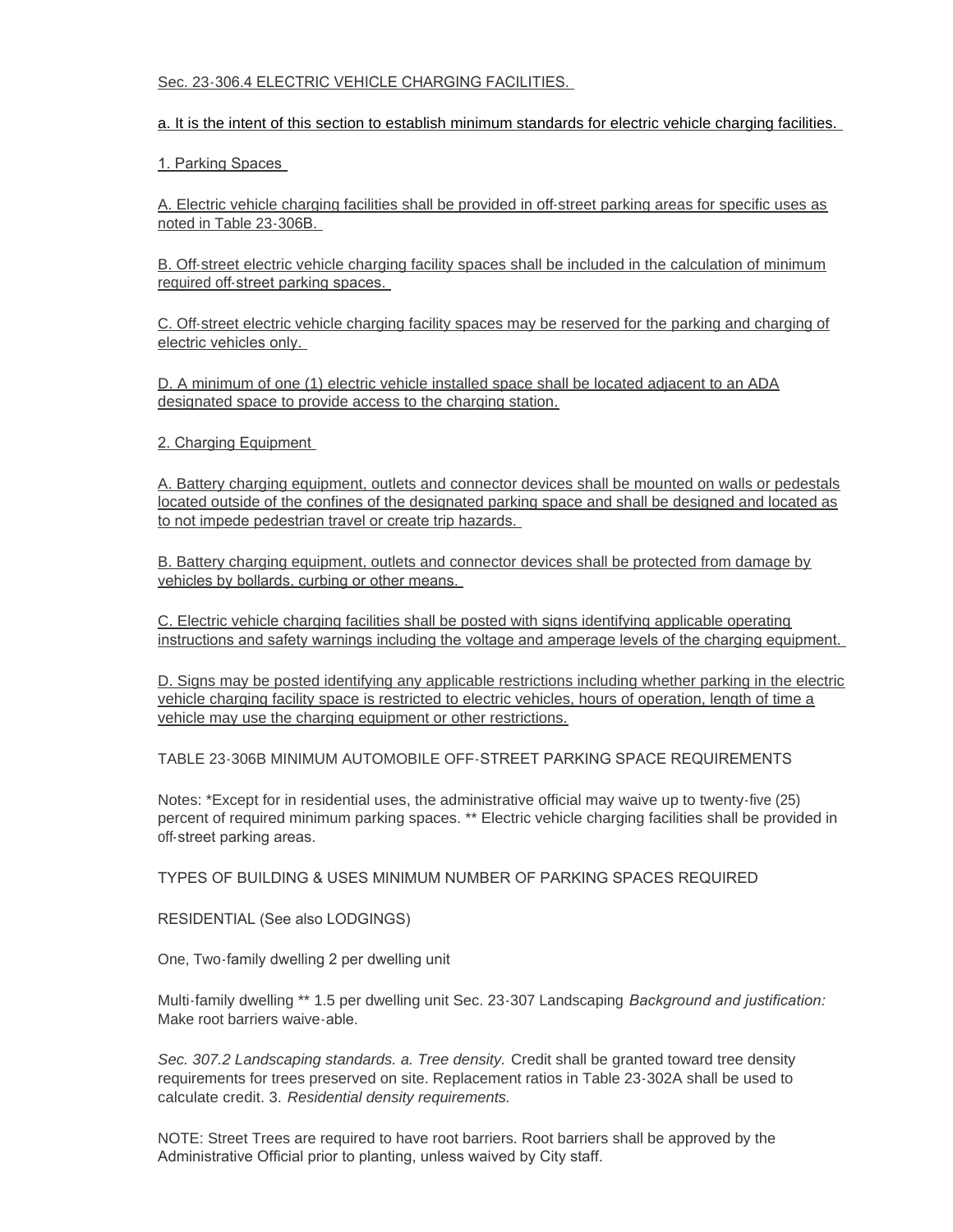Sec. 23-306.4 ELECTRIC VEHICLE CHARGING FACILITIES.

a. It is the intent of this section to establish minimum standards for electric vehicle charging facilities.

1. Parking Spaces

A. Electric vehicle charging facilities shall be provided in off-street parking areas for specific uses as noted in Table 23-306B.

B. Off-street electric vehicle charging facility spaces shall be included in the calculation of minimum required off-street parking spaces.

C. Off-street electric vehicle charging facility spaces may be reserved for the parking and charging of electric vehicles only.

D. A minimum of one (1) electric vehicle installed space shall be located adjacent to an ADA designated space to provide access to the charging station.

2. Charging Equipment

A. Battery charging equipment, outlets and connector devices shall be mounted on walls or pedestals located outside of the confines of the designated parking space and shall be designed and located as to not impede pedestrian travel or create trip hazards.

B. Battery charging equipment, outlets and connector devices shall be protected from damage by vehicles by bollards, curbing or other means.

C. Electric vehicle charging facilities shall be posted with signs identifying applicable operating instructions and safety warnings including the voltage and amperage levels of the charging equipment.

D. Signs may be posted identifying any applicable restrictions including whether parking in the electric vehicle charging facility space is restricted to electric vehicles, hours of operation, length of time a vehicle may use the charging equipment or other restrictions.

TABLE 23-306B MINIMUM AUTOMOBILE OFF-STREET PARKING SPACE REQUIREMENTS

Notes: *Except for in residential uses, the administrative official may waive up to twenty-five (25) percent of required minimum parking spaces. ** Electric vehicle charging facilities shall be provided in off-street parking areas.

TYPES OF BUILDING & USES MINIMUM NUMBER OF PARKING SPACES REQUIRED

RESIDENTIAL (See also LODGINGS)

One, Two-family dwelling 2 per dwelling unit

Multi-family dwelling ** 1.5 per dwelling unit Sec. 23-307 Landscaping *Background and justification:* Make root barriers waive-able.

*Sec. 307.2 Landscaping standards. a. Tree density.* Credit shall be granted toward tree density requirements for trees preserved on site. Replacement ratios in Table 23-302A shall be used to calculate credit. 3. *Residential density requirements.*

NOTE: Street Trees are required to have root barriers. Root barriers shall be approved by the Administrative Official prior to planting, unless waived by City staff.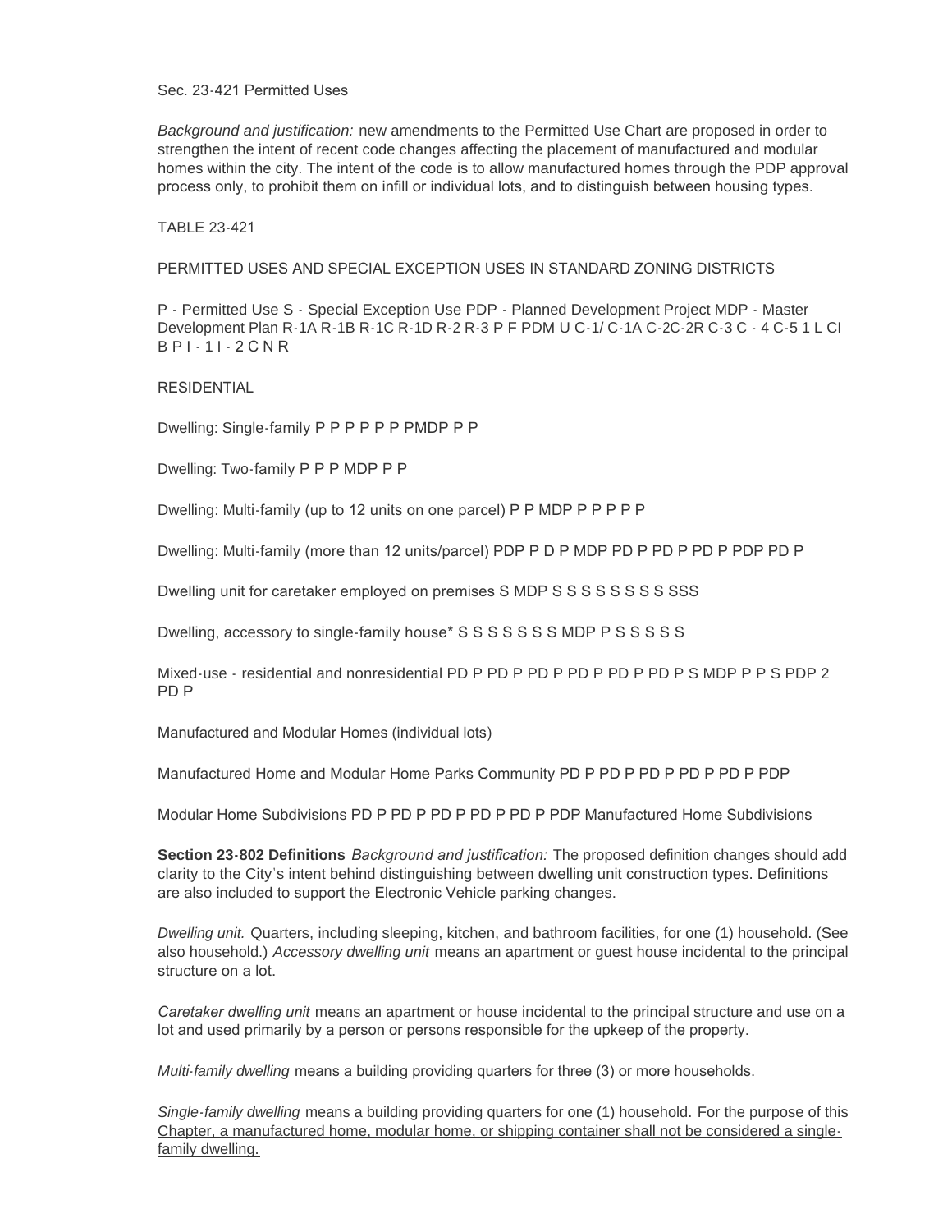Sec. 23-421 Permitted Uses

*Background and justification:* new amendments to the Permitted Use Chart are proposed in order to strengthen the intent of recent code changes affecting the placement of manufactured and modular homes within the city. The intent of the code is to allow manufactured homes through the PDP approval process only, to prohibit them on infill or individual lots, and to distinguish between housing types.

TABLE 23-421

PERMITTED USES AND SPECIAL EXCEPTION USES IN STANDARD ZONING DISTRICTS

P - Permitted Use S - Special Exception Use PDP - Planned Development Project MDP - Master Development Plan R-1A R-1B R-1C R-1D R-2 R-3 P F PDM U C-1/ C-1A C-2C-2R C-3 C - 4 C-5 1 L CI B P I - 1 I - 2 C N R

RESIDENTIAL

Dwelling: Single-family P P P P P P PMDP P P

Dwelling: Two-family P P P MDP P P

Dwelling: Multi-family (up to 12 units on one parcel) P P MDP P P P P P

Dwelling: Multi-family (more than 12 units/parcel) PDP P D P MDP PD P PD P PD P PDP PD P

Dwelling unit for caretaker employed on premises S MDP S S S S S S S S SSS

Dwelling, accessory to single-family house* S S S S S S S MDP P S S S S S

Mixed-use - residential and nonresidential PD P PD P PD P PD P PD P PD P S MDP P P S PDP 2 PD P

Manufactured and Modular Homes (individual lots)

Manufactured Home and Modular Home Parks Community PD P PD P PD P PD P PD P PDP

Modular Home Subdivisions PD P PD P PD P PD P PD P PDP Manufactured Home Subdivisions

**Section 23-802 Definitions** *Background and justification:* The proposed definition changes should add clarity to the City's intent behind distinguishing between dwelling unit construction types. Definitions are also included to support the Electronic Vehicle parking changes.

*Dwelling unit.* Quarters, including sleeping, kitchen, and bathroom facilities, for one (1) household. (See also household.) *Accessory dwelling unit* means an apartment or guest house incidental to the principal structure on a lot.

*Caretaker dwelling unit* means an apartment or house incidental to the principal structure and use on a lot and used primarily by a person or persons responsible for the upkeep of the property.

*Multi-family dwelling* means a building providing quarters for three (3) or more households.

*Single-family dwelling* means a building providing quarters for one (1) household. <u>For the purpose of this Chapter, a manufactured home, modular home, or shipping container shall not be considered a single-family dwelling.</u>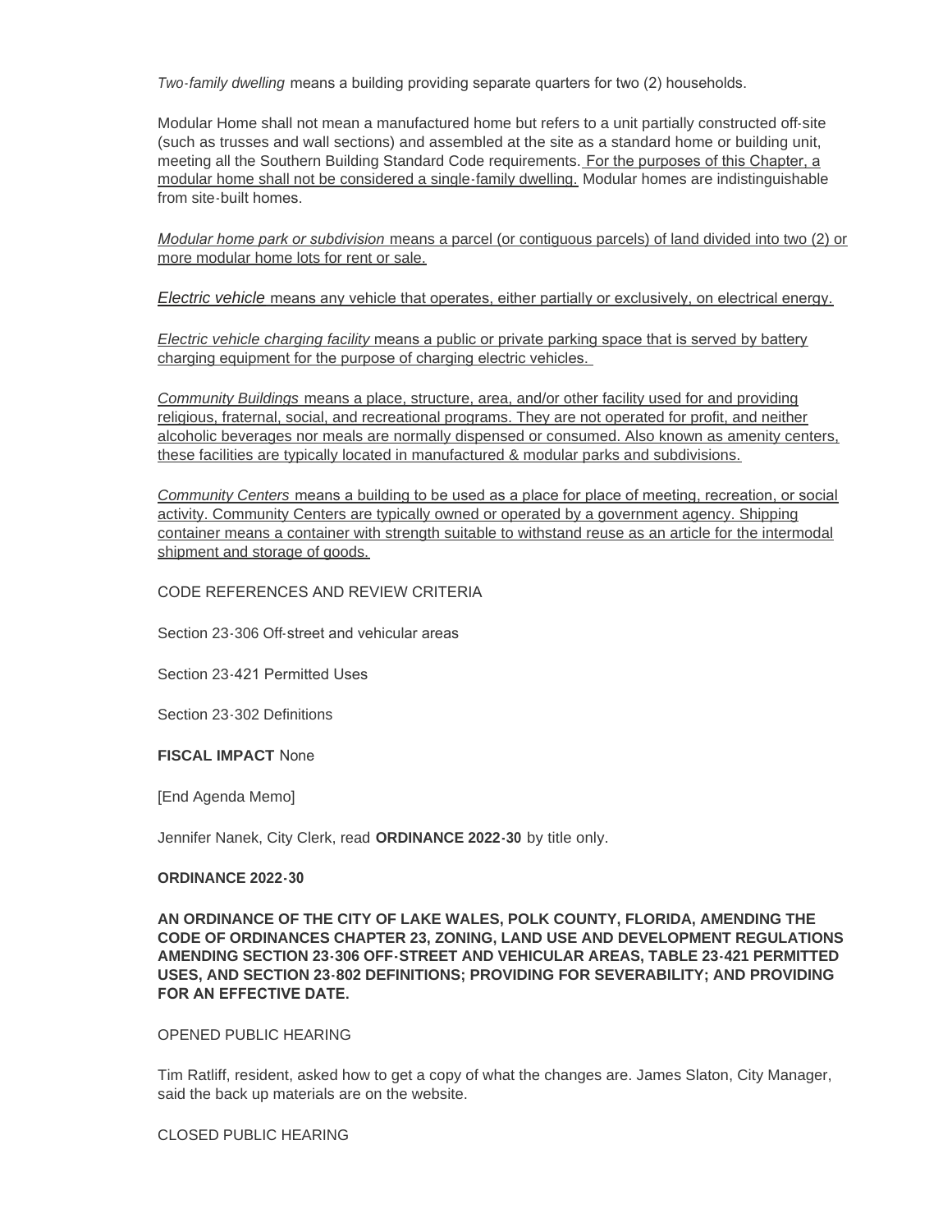*Two-family dwelling* means a building providing separate quarters for two (2) households.

Modular Home shall not mean a manufactured home but refers to a unit partially constructed off-site (such as trusses and wall sections) and assembled at the site as a standard home or building unit, meeting all the Southern Building Standard Code requirements. <u>For the purposes of this Chapter, a modular home shall not be considered a single-family dwelling.</u> Modular homes are indistinguishable from site-built homes.

<u>*Modular home park or subdivision* means a parcel (or contiguous parcels) of land divided into two (2) or more modular home lots for rent or sale.</u>

<u>*Electric vehicle* means any vehicle that operates, either partially or exclusively, on electrical energy.</u>

<u>*Electric vehicle charging facility* means a public or private parking space that is served by battery charging equipment for the purpose of charging electric vehicles.</u>

<u>*Community Buildings* means a place, structure, area, and/or other facility used for and providing religious, fraternal, social, and recreational programs. They are not operated for profit, and neither alcoholic beverages nor meals are normally dispensed or consumed. Also known as amenity centers, these facilities are typically located in manufactured & modular parks and subdivisions.</u>

<u>*Community Centers* means a building to be used as a place for place of meeting, recreation, or social activity. Community Centers are typically owned or operated by a government agency. Shipping container means a container with strength suitable to withstand reuse as an article for the intermodal shipment and storage of goods.</u>

CODE REFERENCES AND REVIEW CRITERIA

Section 23-306 Off-street and vehicular areas

Section 23-421 Permitted Uses

Section 23-302 Definitions

**FISCAL IMPACT** None

[End Agenda Memo]

Jennifer Nanek, City Clerk, read **ORDINANCE 2022-30** by title only.

**ORDINANCE 2022-30**

**AN ORDINANCE OF THE CITY OF LAKE WALES, POLK COUNTY, FLORIDA, AMENDING THE CODE OF ORDINANCES CHAPTER 23, ZONING, LAND USE AND DEVELOPMENT REGULATIONS AMENDING SECTION 23-306 OFF-STREET AND VEHICULAR AREAS, TABLE 23-421 PERMITTED USES, AND SECTION 23-802 DEFINITIONS; PROVIDING FOR SEVERABILITY; AND PROVIDING FOR AN EFFECTIVE DATE.**

OPENED PUBLIC HEARING

Tim Ratliff, resident, asked how to get a copy of what the changes are. James Slaton, City Manager, said the back up materials are on the website.

CLOSED PUBLIC HEARING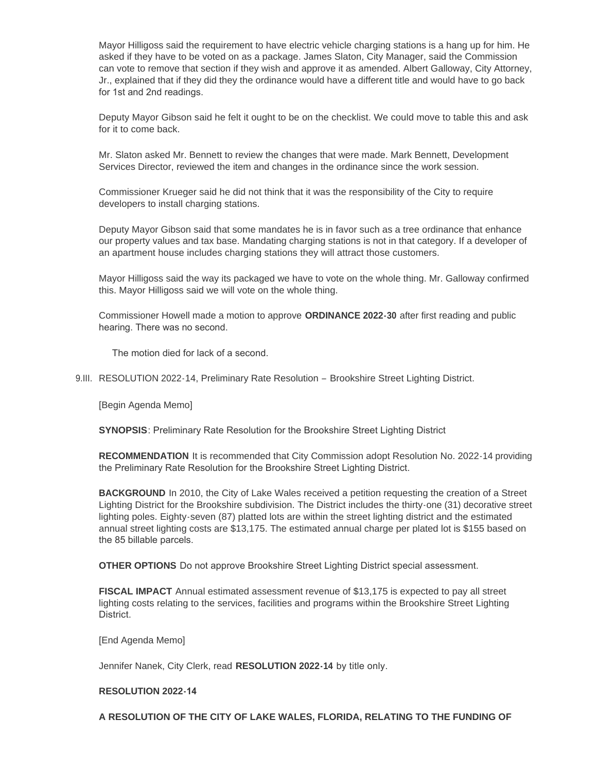Mayor Hilligoss said the requirement to have electric vehicle charging stations is a hang up for him. He asked if they have to be voted on as a package. James Slaton, City Manager, said the Commission can vote to remove that section if they wish and approve it as amended. Albert Galloway, City Attorney, Jr., explained that if they did they the ordinance would have a different title and would have to go back for 1st and 2nd readings.

Deputy Mayor Gibson said he felt it ought to be on the checklist. We could move to table this and ask for it to come back.

Mr. Slaton asked Mr. Bennett to review the changes that were made. Mark Bennett, Development Services Director, reviewed the item and changes in the ordinance since the work session.

Commissioner Krueger said he did not think that it was the responsibility of the City to require developers to install charging stations.

Deputy Mayor Gibson said that some mandates he is in favor such as a tree ordinance that enhance our property values and tax base. Mandating charging stations is not in that category. If a developer of an apartment house includes charging stations they will attract those customers.

Mayor Hilligoss said the way its packaged we have to vote on the whole thing. Mr. Galloway confirmed this. Mayor Hilligoss said we will vote on the whole thing.

Commissioner Howell made a motion to approve **ORDINANCE 2022-30** after first reading and public hearing. There was no second.

The motion died for lack of a second.

9.III. RESOLUTION 2022-14, Preliminary Rate Resolution – Brookshire Street Lighting District.

[Begin Agenda Memo]

**SYNOPSIS**: Preliminary Rate Resolution for the Brookshire Street Lighting District

**RECOMMENDATION** It is recommended that City Commission adopt Resolution No. 2022-14 providing the Preliminary Rate Resolution for the Brookshire Street Lighting District.

**BACKGROUND** In 2010, the City of Lake Wales received a petition requesting the creation of a Street Lighting District for the Brookshire subdivision. The District includes the thirty-one (31) decorative street lighting poles. Eighty-seven (87) platted lots are within the street lighting district and the estimated annual street lighting costs are $13,175. The estimated annual charge per plated lot is $155 based on the 85 billable parcels.

**OTHER OPTIONS** Do not approve Brookshire Street Lighting District special assessment.

**FISCAL IMPACT** Annual estimated assessment revenue of $13,175 is expected to pay all street lighting costs relating to the services, facilities and programs within the Brookshire Street Lighting District.

[End Agenda Memo]

Jennifer Nanek, City Clerk, read **RESOLUTION 2022-14** by title only.

**RESOLUTION 2022-14**

**A RESOLUTION OF THE CITY OF LAKE WALES, FLORIDA, RELATING TO THE FUNDING OF**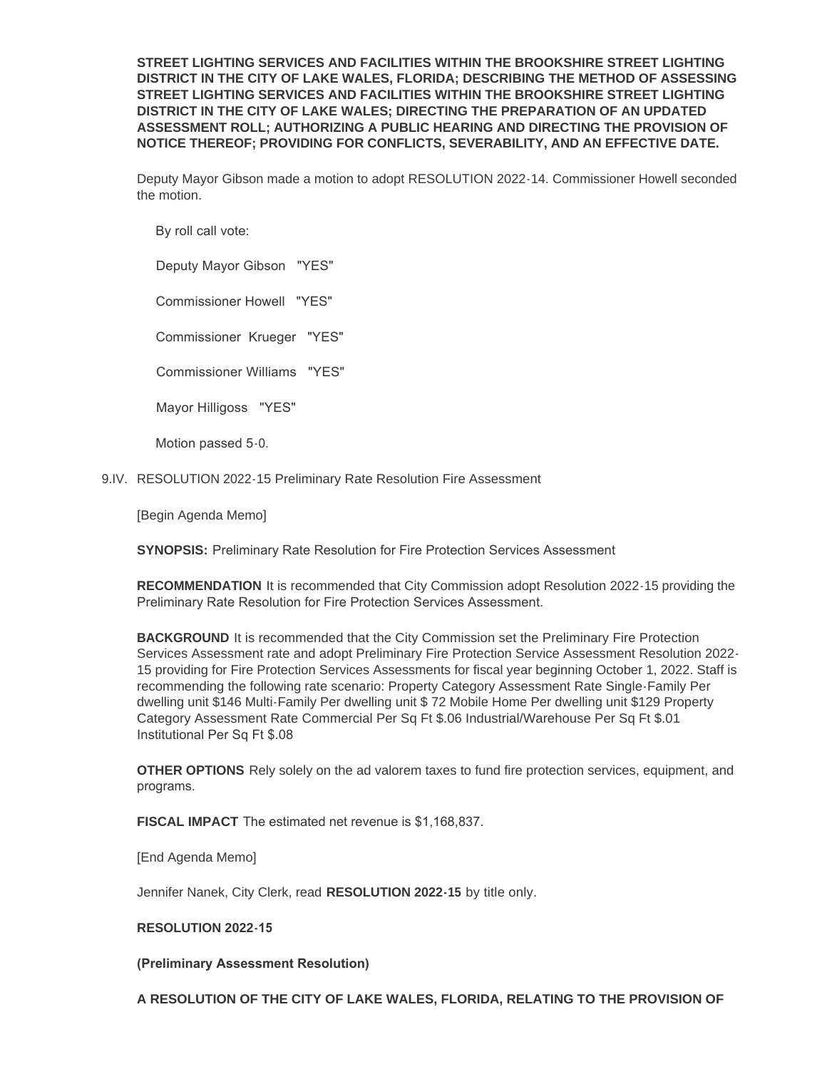**STREET LIGHTING SERVICES AND FACILITIES WITHIN THE BROOKSHIRE STREET LIGHTING DISTRICT IN THE CITY OF LAKE WALES, FLORIDA; DESCRIBING THE METHOD OF ASSESSING STREET LIGHTING SERVICES AND FACILITIES WITHIN THE BROOKSHIRE STREET LIGHTING DISTRICT IN THE CITY OF LAKE WALES; DIRECTING THE PREPARATION OF AN UPDATED ASSESSMENT ROLL; AUTHORIZING A PUBLIC HEARING AND DIRECTING THE PROVISION OF NOTICE THEREOF; PROVIDING FOR CONFLICTS, SEVERABILITY, AND AN EFFECTIVE DATE.**

Deputy Mayor Gibson made a motion to adopt RESOLUTION 2022-14. Commissioner Howell seconded the motion.

By roll call vote:

Deputy Mayor Gibson "YES"

Commissioner Howell "YES"

Commissioner Krueger "YES"

Commissioner Williams "YES"

Mayor Hilligoss "YES"

Motion passed 5-0.

9.IV. RESOLUTION 2022-15 Preliminary Rate Resolution Fire Assessment

[Begin Agenda Memo]

**SYNOPSIS:** Preliminary Rate Resolution for Fire Protection Services Assessment

**RECOMMENDATION** It is recommended that City Commission adopt Resolution 2022-15 providing the Preliminary Rate Resolution for Fire Protection Services Assessment.

**BACKGROUND** It is recommended that the City Commission set the Preliminary Fire Protection Services Assessment rate and adopt Preliminary Fire Protection Service Assessment Resolution 2022-15 providing for Fire Protection Services Assessments for fiscal year beginning October 1, 2022. Staff is recommending the following rate scenario: Property Category Assessment Rate Single-Family Per dwelling unit $146 Multi-Family Per dwelling unit $ 72 Mobile Home Per dwelling unit $129 Property Category Assessment Rate Commercial Per Sq Ft $.06 Industrial/Warehouse Per Sq Ft $.01 Institutional Per Sq Ft $.08

**OTHER OPTIONS** Rely solely on the ad valorem taxes to fund fire protection services, equipment, and programs.

**FISCAL IMPACT** The estimated net revenue is $1,168,837.

[End Agenda Memo]

Jennifer Nanek, City Clerk, read **RESOLUTION 2022-15** by title only.

**RESOLUTION 2022-15**

**(Preliminary Assessment Resolution)**

**A RESOLUTION OF THE CITY OF LAKE WALES, FLORIDA, RELATING TO THE PROVISION OF**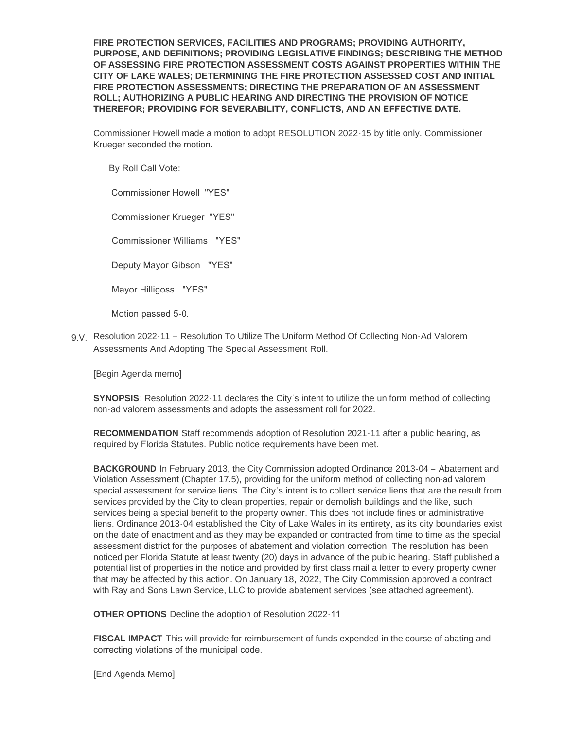**FIRE PROTECTION SERVICES, FACILITIES AND PROGRAMS; PROVIDING AUTHORITY, PURPOSE, AND DEFINITIONS; PROVIDING LEGISLATIVE FINDINGS; DESCRIBING THE METHOD OF ASSESSING FIRE PROTECTION ASSESSMENT COSTS AGAINST PROPERTIES WITHIN THE CITY OF LAKE WALES; DETERMINING THE FIRE PROTECTION ASSESSED COST AND INITIAL FIRE PROTECTION ASSESSMENTS; DIRECTING THE PREPARATION OF AN ASSESSMENT ROLL; AUTHORIZING A PUBLIC HEARING AND DIRECTING THE PROVISION OF NOTICE THEREFOR; PROVIDING FOR SEVERABILITY, CONFLICTS, AND AN EFFECTIVE DATE.**

Commissioner Howell made a motion to adopt RESOLUTION 2022-15 by title only. Commissioner Krueger seconded the motion.

By Roll Call Vote:

Commissioner Howell "YES"

Commissioner Krueger "YES"

Commissioner Williams "YES"

Deputy Mayor Gibson "YES"

Mayor Hilligoss "YES"

Motion passed 5-0.

9.V. Resolution 2022-11 – Resolution To Utilize The Uniform Method Of Collecting Non-Ad Valorem Assessments And Adopting The Special Assessment Roll.

[Begin Agenda memo]

**SYNOPSIS**: Resolution 2022-11 declares the City's intent to utilize the uniform method of collecting non-ad valorem assessments and adopts the assessment roll for 2022.

**RECOMMENDATION** Staff recommends adoption of Resolution 2021-11 after a public hearing, as required by Florida Statutes. Public notice requirements have been met.

**BACKGROUND** In February 2013, the City Commission adopted Ordinance 2013-04 – Abatement and Violation Assessment (Chapter 17.5), providing for the uniform method of collecting non-ad valorem special assessment for service liens. The City's intent is to collect service liens that are the result from services provided by the City to clean properties, repair or demolish buildings and the like, such services being a special benefit to the property owner. This does not include fines or administrative liens. Ordinance 2013-04 established the City of Lake Wales in its entirety, as its city boundaries exist on the date of enactment and as they may be expanded or contracted from time to time as the special assessment district for the purposes of abatement and violation correction. The resolution has been noticed per Florida Statute at least twenty (20) days in advance of the public hearing. Staff published a potential list of properties in the notice and provided by first class mail a letter to every property owner that may be affected by this action. On January 18, 2022, The City Commission approved a contract with Ray and Sons Lawn Service, LLC to provide abatement services (see attached agreement).

**OTHER OPTIONS** Decline the adoption of Resolution 2022-11

**FISCAL IMPACT** This will provide for reimbursement of funds expended in the course of abating and correcting violations of the municipal code.

[End Agenda Memo]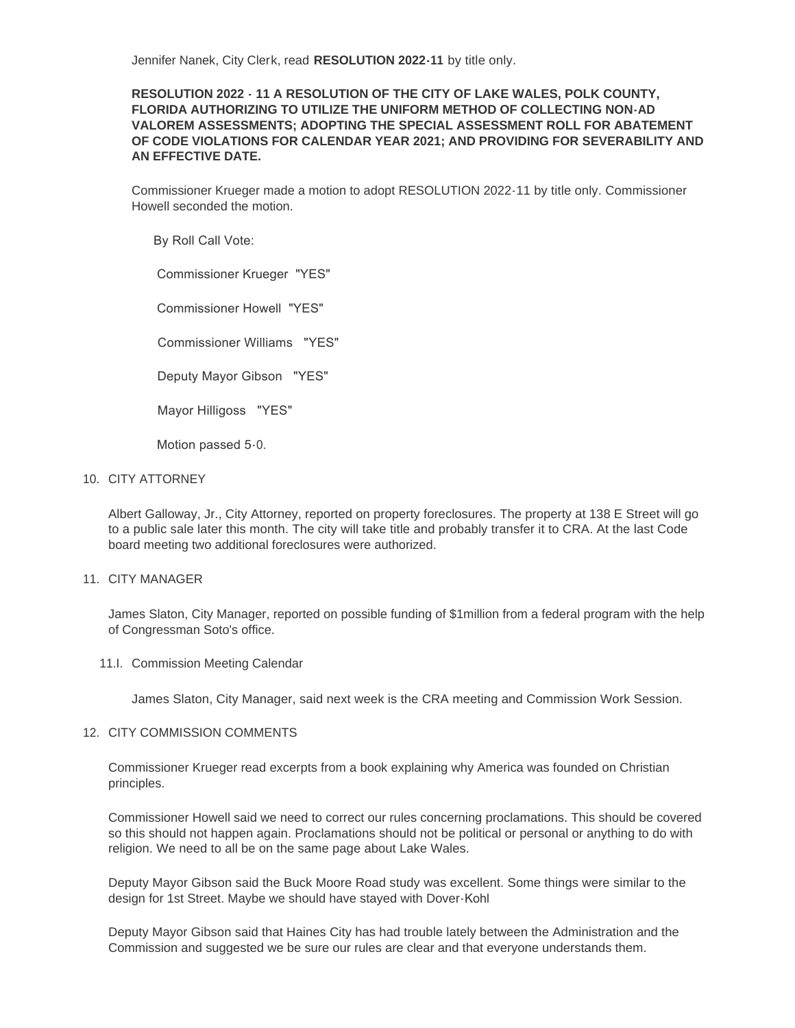Jennifer Nanek, City Clerk, read **RESOLUTION 2022-11** by title only.

**RESOLUTION 2022 - 11 A RESOLUTION OF THE CITY OF LAKE WALES, POLK COUNTY, FLORIDA AUTHORIZING TO UTILIZE THE UNIFORM METHOD OF COLLECTING NON-AD VALOREM ASSESSMENTS; ADOPTING THE SPECIAL ASSESSMENT ROLL FOR ABATEMENT OF CODE VIOLATIONS FOR CALENDAR YEAR 2021; AND PROVIDING FOR SEVERABILITY AND AN EFFECTIVE DATE.**

Commissioner Krueger made a motion to adopt RESOLUTION 2022-11 by title only. Commissioner Howell seconded the motion.

By Roll Call Vote:

Commissioner Krueger "YES"

Commissioner Howell "YES"

Commissioner Williams "YES"

Deputy Mayor Gibson "YES"

Mayor Hilligoss "YES"

Motion passed 5-0.

10. CITY ATTORNEY

Albert Galloway, Jr., City Attorney, reported on property foreclosures. The property at 138 E Street will go to a public sale later this month. The city will take title and probably transfer it to CRA. At the last Code board meeting two additional foreclosures were authorized.

11. CITY MANAGER

James Slaton, City Manager, reported on possible funding of $1million from a federal program with the help of Congressman Soto's office.

11.I. Commission Meeting Calendar

James Slaton, City Manager, said next week is the CRA meeting and Commission Work Session.

12. CITY COMMISSION COMMENTS

Commissioner Krueger read excerpts from a book explaining why America was founded on Christian principles.

Commissioner Howell said we need to correct our rules concerning proclamations. This should be covered so this should not happen again. Proclamations should not be political or personal or anything to do with religion. We need to all be on the same page about Lake Wales.

Deputy Mayor Gibson said the Buck Moore Road study was excellent. Some things were similar to the design for 1st Street. Maybe we should have stayed with Dover-Kohl

Deputy Mayor Gibson said that Haines City has had trouble lately between the Administration and the Commission and suggested we be sure our rules are clear and that everyone understands them.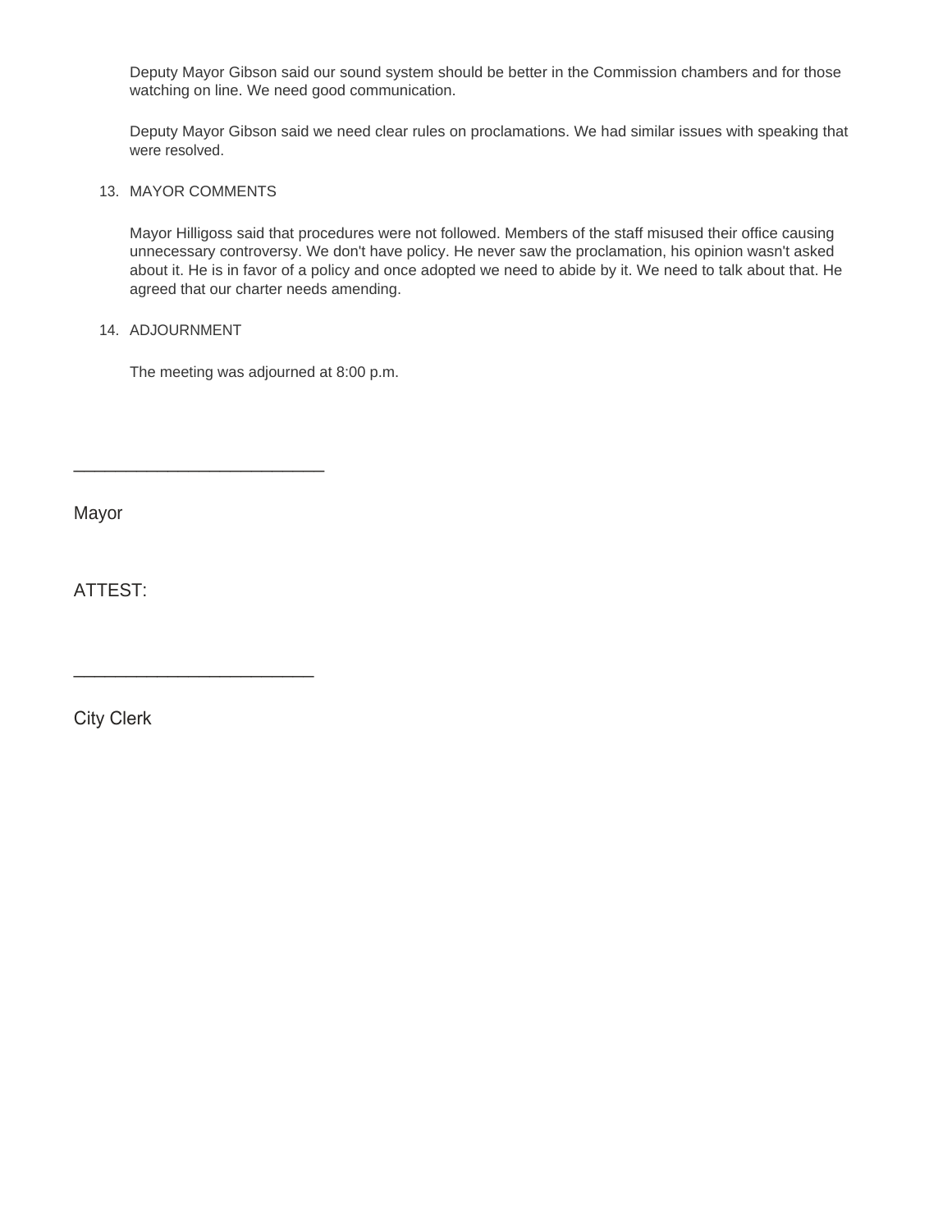Deputy Mayor Gibson said our sound system should be better in the Commission chambers and for those watching on line. We need good communication.

Deputy Mayor Gibson said we need clear rules on proclamations. We had similar issues with speaking that were resolved.

13. MAYOR COMMENTS

Mayor Hilligoss said that procedures were not followed. Members of the staff misused their office causing unnecessary controversy. We don't have policy. He never saw the proclamation, his opinion wasn't asked about it. He is in favor of a policy and once adopted we need to abide by it. We need to talk about that. He agreed that our charter needs amending.

14. ADJOURNMENT

The meeting was adjourned at 8:00 p.m.

\_\_\_\_\_\_\_\_\_\_\_\_\_\_\_\_\_\_\_\_\_\_\_\_\_\_

Mayor

ATTEST:

\_\_\_\_\_\_\_\_\_\_\_\_\_\_\_\_\_\_\_\_\_\_\_\_\_

City Clerk